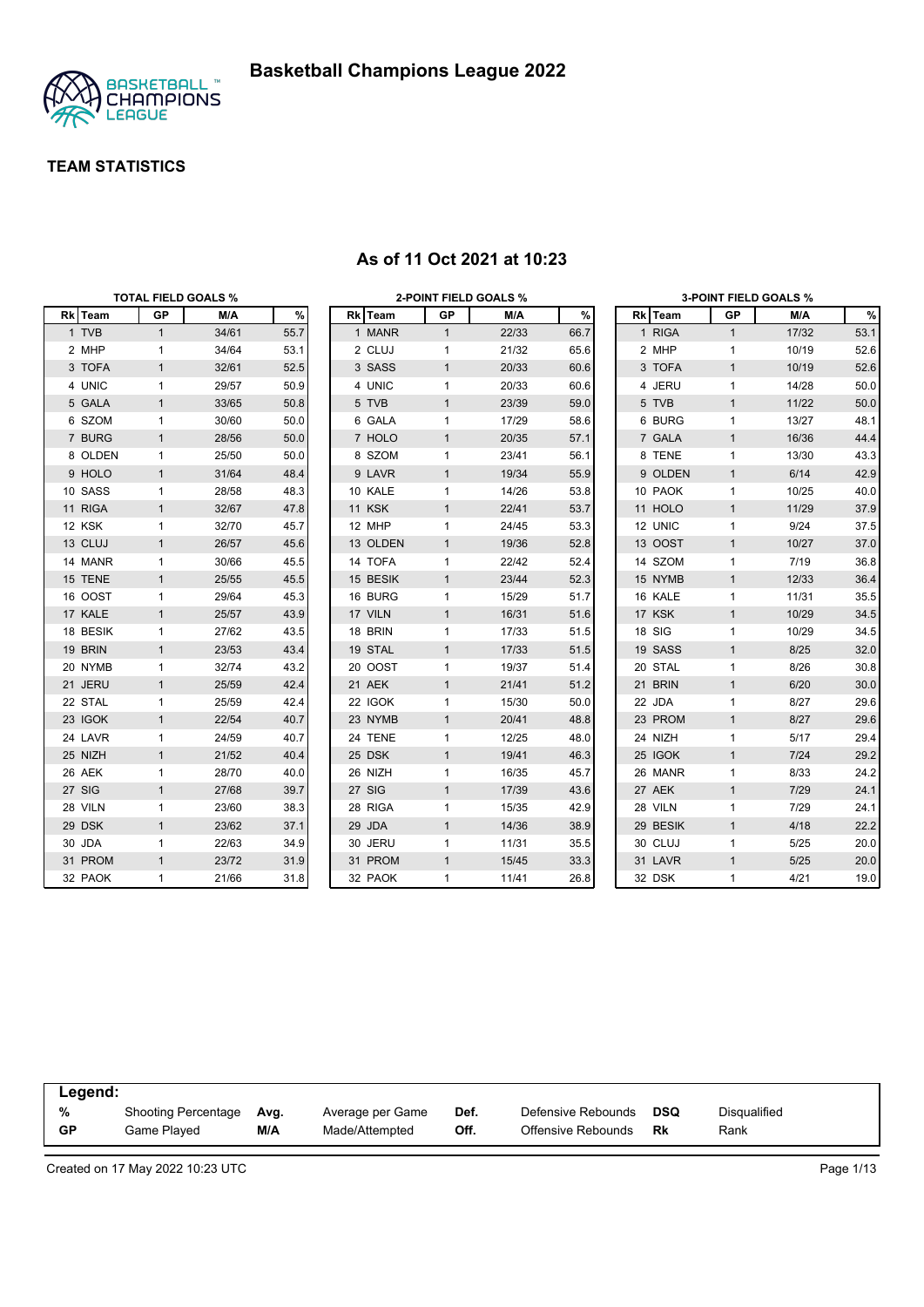# Basketball Champions League 2022

## TEAM STATISTICS

### As of 11 Oct 2021 at 10:23

**TOTAL FIELD GOALS %**

| Rk | Team | GP | M/A | % |
|---|---|---|---|---|
| 1 | TVB | 1 | 34/61 | 55.7 |
| 2 | MHP | 1 | 34/64 | 53.1 |
| 3 | TOFA | 1 | 32/61 | 52.5 |
| 4 | UNIC | 1 | 29/57 | 50.9 |
| 5 | GALA | 1 | 33/65 | 50.8 |
| 6 | SZOM | 1 | 30/60 | 50.0 |
| 7 | BURG | 1 | 28/56 | 50.0 |
| 8 | OLDEN | 1 | 25/50 | 50.0 |
| 9 | HOLO | 1 | 31/64 | 48.4 |
| 10 | SASS | 1 | 28/58 | 48.3 |
| 11 | RIGA | 1 | 32/67 | 47.8 |
| 12 | KSK | 1 | 32/70 | 45.7 |
| 13 | CLUJ | 1 | 26/57 | 45.6 |
| 14 | MANR | 1 | 30/66 | 45.5 |
| 15 | TENE | 1 | 25/55 | 45.5 |
| 16 | OOST | 1 | 29/64 | 45.3 |
| 17 | KALE | 1 | 25/57 | 43.9 |
| 18 | BESIK | 1 | 27/62 | 43.5 |
| 19 | BRIN | 1 | 23/53 | 43.4 |
| 20 | NYMB | 1 | 32/74 | 43.2 |
| 21 | JERU | 1 | 25/59 | 42.4 |
| 22 | STAL | 1 | 25/59 | 42.4 |
| 23 | IGOK | 1 | 22/54 | 40.7 |
| 24 | LAVR | 1 | 24/59 | 40.7 |
| 25 | NIZH | 1 | 21/52 | 40.4 |
| 26 | AEK | 1 | 28/70 | 40.0 |
| 27 | SIG | 1 | 27/68 | 39.7 |
| 28 | VILN | 1 | 23/60 | 38.3 |
| 29 | DSK | 1 | 23/62 | 37.1 |
| 30 | JDA | 1 | 22/63 | 34.9 |
| 31 | PROM | 1 | 23/72 | 31.9 |
| 32 | PAOK | 1 | 21/66 | 31.8 |

**2-POINT FIELD GOALS %**

| Rk | Team | GP | M/A | % |
|---|---|---|---|---|
| 1 | MANR | 1 | 22/33 | 66.7 |
| 2 | CLUJ | 1 | 21/32 | 65.6 |
| 3 | SASS | 1 | 20/33 | 60.6 |
| 4 | UNIC | 1 | 20/33 | 60.6 |
| 5 | TVB | 1 | 23/39 | 59.0 |
| 6 | GALA | 1 | 17/29 | 58.6 |
| 7 | HOLO | 1 | 20/35 | 57.1 |
| 8 | SZOM | 1 | 23/41 | 56.1 |
| 9 | LAVR | 1 | 19/34 | 55.9 |
| 10 | KALE | 1 | 14/26 | 53.8 |
| 11 | KSK | 1 | 22/41 | 53.7 |
| 12 | MHP | 1 | 24/45 | 53.3 |
| 13 | OLDEN | 1 | 19/36 | 52.8 |
| 14 | TOFA | 1 | 22/42 | 52.4 |
| 15 | BESIK | 1 | 23/44 | 52.3 |
| 16 | BURG | 1 | 15/29 | 51.7 |
| 17 | VILN | 1 | 16/31 | 51.6 |
| 18 | BRIN | 1 | 17/33 | 51.5 |
| 19 | STAL | 1 | 17/33 | 51.5 |
| 20 | OOST | 1 | 19/37 | 51.4 |
| 21 | AEK | 1 | 21/41 | 51.2 |
| 22 | IGOK | 1 | 15/30 | 50.0 |
| 23 | NYMB | 1 | 20/41 | 48.8 |
| 24 | TENE | 1 | 12/25 | 48.0 |
| 25 | DSK | 1 | 19/41 | 46.3 |
| 26 | NIZH | 1 | 16/35 | 45.7 |
| 27 | SIG | 1 | 17/39 | 43.6 |
| 28 | RIGA | 1 | 15/35 | 42.9 |
| 29 | JDA | 1 | 14/36 | 38.9 |
| 30 | JERU | 1 | 11/31 | 35.5 |
| 31 | PROM | 1 | 15/45 | 33.3 |
| 32 | PAOK | 1 | 11/41 | 26.8 |

**3-POINT FIELD GOALS %**

| Rk | Team | GP | M/A | % |
|---|---|---|---|---|
| 1 | RIGA | 1 | 17/32 | 53.1 |
| 2 | MHP | 1 | 10/19 | 52.6 |
| 3 | TOFA | 1 | 10/19 | 52.6 |
| 4 | JERU | 1 | 14/28 | 50.0 |
| 5 | TVB | 1 | 11/22 | 50.0 |
| 6 | BURG | 1 | 13/27 | 48.1 |
| 7 | GALA | 1 | 16/36 | 44.4 |
| 8 | TENE | 1 | 13/30 | 43.3 |
| 9 | OLDEN | 1 | 6/14 | 42.9 |
| 10 | PAOK | 1 | 10/25 | 40.0 |
| 11 | HOLO | 1 | 11/29 | 37.9 |
| 12 | UNIC | 1 | 9/24 | 37.5 |
| 13 | OOST | 1 | 10/27 | 37.0 |
| 14 | SZOM | 1 | 7/19 | 36.8 |
| 15 | NYMB | 1 | 12/33 | 36.4 |
| 16 | KALE | 1 | 11/31 | 35.5 |
| 17 | KSK | 1 | 10/29 | 34.5 |
| 18 | SIG | 1 | 10/29 | 34.5 |
| 19 | SASS | 1 | 8/25 | 32.0 |
| 20 | STAL | 1 | 8/26 | 30.8 |
| 21 | BRIN | 1 | 6/20 | 30.0 |
| 22 | JDA | 1 | 8/27 | 29.6 |
| 23 | PROM | 1 | 8/27 | 29.6 |
| 24 | NIZH | 1 | 5/17 | 29.4 |
| 25 | IGOK | 1 | 7/24 | 29.2 |
| 26 | MANR | 1 | 8/33 | 24.2 |
| 27 | AEK | 1 | 7/29 | 24.1 |
| 28 | VILN | 1 | 7/29 | 24.1 |
| 29 | BESIK | 1 | 4/18 | 22.2 |
| 30 | CLUJ | 1 | 5/25 | 20.0 |
| 31 | LAVR | 1 | 5/25 | 20.0 |
| 32 | DSK | 1 | 4/21 | 19.0 |

**Legend:**

| | | | | | | | |
|---|---|---|---|---|---|---|---|
| % | Shooting Percentage | Avg. | Average per Game | Def. | Defensive Rebounds | DSQ | Disqualified |
| GP | Game Played | M/A | Made/Attempted | Off. | Offensive Rebounds | Rk | Rank |

Created on 17 May 2022 10:23 UTC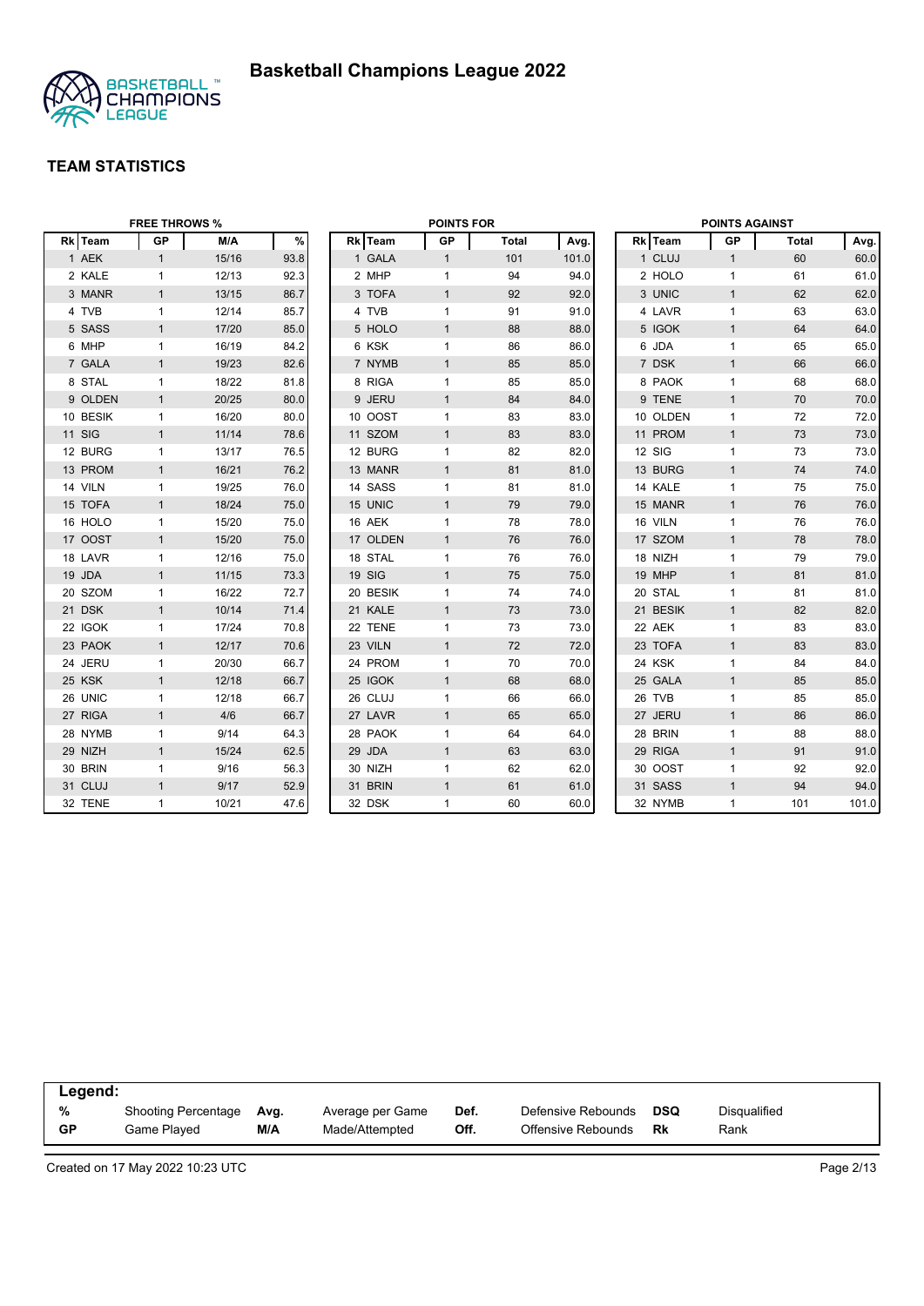# Basketball Champions League 2022

## TEAM STATISTICS

### FREE THROWS %

| Rk | Team | GP | M/A | % |
|---|---|---|---|---|
| 1 | AEK | 1 | 15/16 | 93.8 |
| 2 | KALE | 1 | 12/13 | 92.3 |
| 3 | MANR | 1 | 13/15 | 86.7 |
| 4 | TVB | 1 | 12/14 | 85.7 |
| 5 | SASS | 1 | 17/20 | 85.0 |
| 6 | MHP | 1 | 16/19 | 84.2 |
| 7 | GALA | 1 | 19/23 | 82.6 |
| 8 | STAL | 1 | 18/22 | 81.8 |
| 9 | OLDEN | 1 | 20/25 | 80.0 |
| 10 | BESIK | 1 | 16/20 | 80.0 |
| 11 | SIG | 1 | 11/14 | 78.6 |
| 12 | BURG | 1 | 13/17 | 76.5 |
| 13 | PROM | 1 | 16/21 | 76.2 |
| 14 | VILN | 1 | 19/25 | 76.0 |
| 15 | TOFA | 1 | 18/24 | 75.0 |
| 16 | HOLO | 1 | 15/20 | 75.0 |
| 17 | OOST | 1 | 15/20 | 75.0 |
| 18 | LAVR | 1 | 12/16 | 75.0 |
| 19 | JDA | 1 | 11/15 | 73.3 |
| 20 | SZOM | 1 | 16/22 | 72.7 |
| 21 | DSK | 1 | 10/14 | 71.4 |
| 22 | IGOK | 1 | 17/24 | 70.8 |
| 23 | PAOK | 1 | 12/17 | 70.6 |
| 24 | JERU | 1 | 20/30 | 66.7 |
| 25 | KSK | 1 | 12/18 | 66.7 |
| 26 | UNIC | 1 | 12/18 | 66.7 |
| 27 | RIGA | 1 | 4/6 | 66.7 |
| 28 | NYMB | 1 | 9/14 | 64.3 |
| 29 | NIZH | 1 | 15/24 | 62.5 |
| 30 | BRIN | 1 | 9/16 | 56.3 |
| 31 | CLUJ | 1 | 9/17 | 52.9 |
| 32 | TENE | 1 | 10/21 | 47.6 |

### POINTS FOR

| Rk | Team | GP | Total | Avg. |
|---|---|---|---|---|
| 1 | GALA | 1 | 101 | 101.0 |
| 2 | MHP | 1 | 94 | 94.0 |
| 3 | TOFA | 1 | 92 | 92.0 |
| 4 | TVB | 1 | 91 | 91.0 |
| 5 | HOLO | 1 | 88 | 88.0 |
| 6 | KSK | 1 | 86 | 86.0 |
| 7 | NYMB | 1 | 85 | 85.0 |
| 8 | RIGA | 1 | 85 | 85.0 |
| 9 | JERU | 1 | 84 | 84.0 |
| 10 | OOST | 1 | 83 | 83.0 |
| 11 | SZOM | 1 | 83 | 83.0 |
| 12 | BURG | 1 | 82 | 82.0 |
| 13 | MANR | 1 | 81 | 81.0 |
| 14 | SASS | 1 | 81 | 81.0 |
| 15 | UNIC | 1 | 79 | 79.0 |
| 16 | AEK | 1 | 78 | 78.0 |
| 17 | OLDEN | 1 | 76 | 76.0 |
| 18 | STAL | 1 | 76 | 76.0 |
| 19 | SIG | 1 | 75 | 75.0 |
| 20 | BESIK | 1 | 74 | 74.0 |
| 21 | KALE | 1 | 73 | 73.0 |
| 22 | TENE | 1 | 73 | 73.0 |
| 23 | VILN | 1 | 72 | 72.0 |
| 24 | PROM | 1 | 70 | 70.0 |
| 25 | IGOK | 1 | 68 | 68.0 |
| 26 | CLUJ | 1 | 66 | 66.0 |
| 27 | LAVR | 1 | 65 | 65.0 |
| 28 | PAOK | 1 | 64 | 64.0 |
| 29 | JDA | 1 | 63 | 63.0 |
| 30 | NIZH | 1 | 62 | 62.0 |
| 31 | BRIN | 1 | 61 | 61.0 |
| 32 | DSK | 1 | 60 | 60.0 |

### POINTS AGAINST

| Rk | Team | GP | Total | Avg. |
|---|---|---|---|---|
| 1 | CLUJ | 1 | 60 | 60.0 |
| 2 | HOLO | 1 | 61 | 61.0 |
| 3 | UNIC | 1 | 62 | 62.0 |
| 4 | LAVR | 1 | 63 | 63.0 |
| 5 | IGOK | 1 | 64 | 64.0 |
| 6 | JDA | 1 | 65 | 65.0 |
| 7 | DSK | 1 | 66 | 66.0 |
| 8 | PAOK | 1 | 68 | 68.0 |
| 9 | TENE | 1 | 70 | 70.0 |
| 10 | OLDEN | 1 | 72 | 72.0 |
| 11 | PROM | 1 | 73 | 73.0 |
| 12 | SIG | 1 | 73 | 73.0 |
| 13 | BURG | 1 | 74 | 74.0 |
| 14 | KALE | 1 | 75 | 75.0 |
| 15 | MANR | 1 | 76 | 76.0 |
| 16 | VILN | 1 | 76 | 76.0 |
| 17 | SZOM | 1 | 78 | 78.0 |
| 18 | NIZH | 1 | 79 | 79.0 |
| 19 | MHP | 1 | 81 | 81.0 |
| 20 | STAL | 1 | 81 | 81.0 |
| 21 | BESIK | 1 | 82 | 82.0 |
| 22 | AEK | 1 | 83 | 83.0 |
| 23 | TOFA | 1 | 83 | 83.0 |
| 24 | KSK | 1 | 84 | 84.0 |
| 25 | GALA | 1 | 85 | 85.0 |
| 26 | TVB | 1 | 85 | 85.0 |
| 27 | JERU | 1 | 86 | 86.0 |
| 28 | BRIN | 1 | 88 | 88.0 |
| 29 | RIGA | 1 | 91 | 91.0 |
| 30 | OOST | 1 | 92 | 92.0 |
| 31 | SASS | 1 | 94 | 94.0 |
| 32 | NYMB | 1 | 101 | 101.0 |

**Legend:**

| | | | | | | | |
|---|---|---|---|---|---|---|---|
| **%** | Shooting Percentage | **Avg.** | Average per Game | **Def.** | Defensive Rebounds | **DSQ** | Disqualified |
| **GP** | Game Played | **M/A** | Made/Attempted | **Off.** | Offensive Rebounds | **Rk** | Rank |

Created on 17 May 2022 10:23 UTC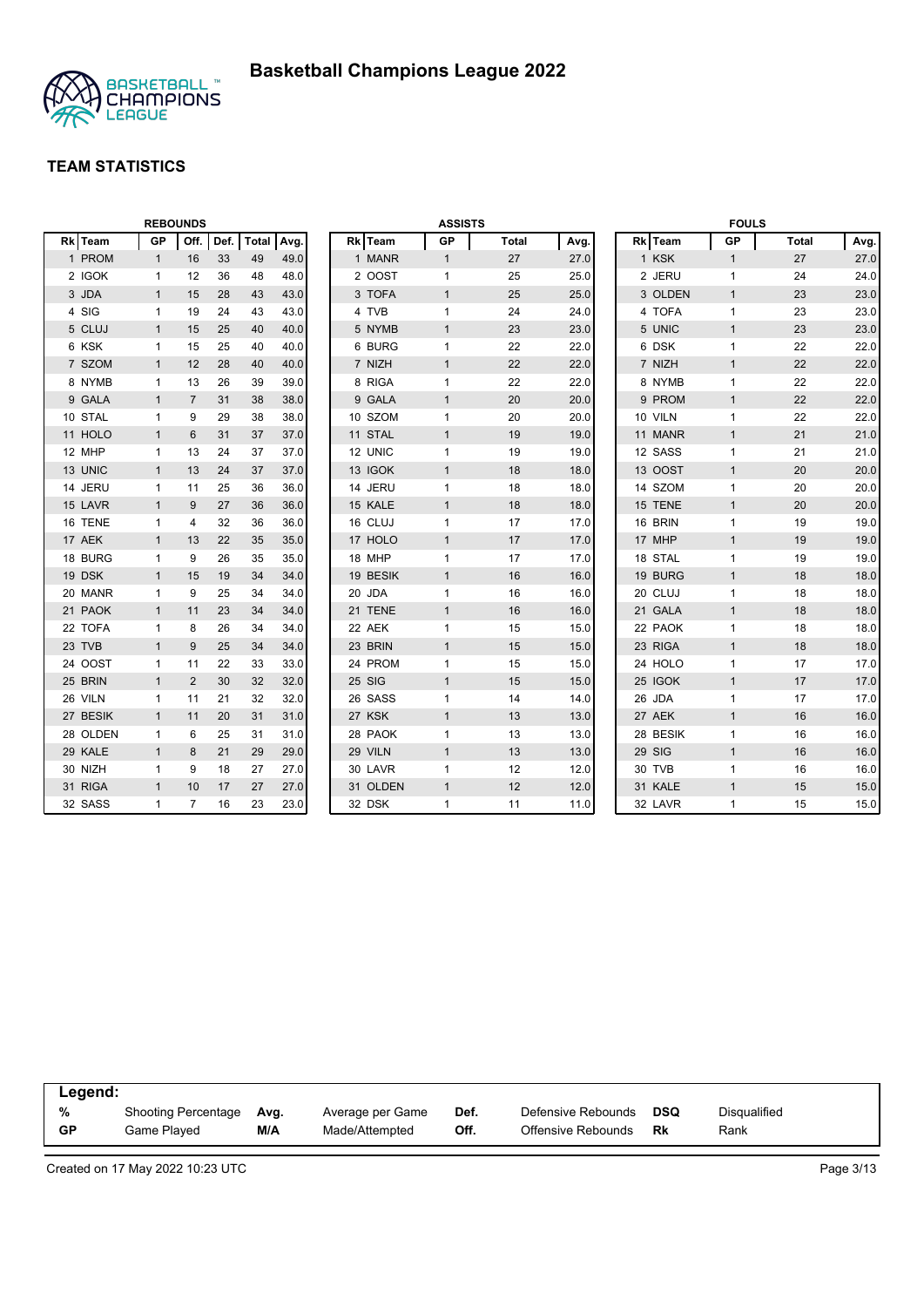# Basketball Champions League 2022

## TEAM STATISTICS

### REBOUNDS

| Rk | Team | GP | Off. | Def. | Total | Avg. |
|---|---|---|---|---|---|---|
| 1 | PROM | 1 | 16 | 33 | 49 | 49.0 |
| 2 | IGOK | 1 | 12 | 36 | 48 | 48.0 |
| 3 | JDA | 1 | 15 | 28 | 43 | 43.0 |
| 4 | SIG | 1 | 19 | 24 | 43 | 43.0 |
| 5 | CLUJ | 1 | 15 | 25 | 40 | 40.0 |
| 6 | KSK | 1 | 15 | 25 | 40 | 40.0 |
| 7 | SZOM | 1 | 12 | 28 | 40 | 40.0 |
| 8 | NYMB | 1 | 13 | 26 | 39 | 39.0 |
| 9 | GALA | 1 | 7 | 31 | 38 | 38.0 |
| 10 | STAL | 1 | 9 | 29 | 38 | 38.0 |
| 11 | HOLO | 1 | 6 | 31 | 37 | 37.0 |
| 12 | MHP | 1 | 13 | 24 | 37 | 37.0 |
| 13 | UNIC | 1 | 13 | 24 | 37 | 37.0 |
| 14 | JERU | 1 | 11 | 25 | 36 | 36.0 |
| 15 | LAVR | 1 | 9 | 27 | 36 | 36.0 |
| 16 | TENE | 1 | 4 | 32 | 36 | 36.0 |
| 17 | AEK | 1 | 13 | 22 | 35 | 35.0 |
| 18 | BURG | 1 | 9 | 26 | 35 | 35.0 |
| 19 | DSK | 1 | 15 | 19 | 34 | 34.0 |
| 20 | MANR | 1 | 9 | 25 | 34 | 34.0 |
| 21 | PAOK | 1 | 11 | 23 | 34 | 34.0 |
| 22 | TOFA | 1 | 8 | 26 | 34 | 34.0 |
| 23 | TVB | 1 | 9 | 25 | 34 | 34.0 |
| 24 | OOST | 1 | 11 | 22 | 33 | 33.0 |
| 25 | BRIN | 1 | 2 | 30 | 32 | 32.0 |
| 26 | VILN | 1 | 11 | 21 | 32 | 32.0 |
| 27 | BESIK | 1 | 11 | 20 | 31 | 31.0 |
| 28 | OLDEN | 1 | 6 | 25 | 31 | 31.0 |
| 29 | KALE | 1 | 8 | 21 | 29 | 29.0 |
| 30 | NIZH | 1 | 9 | 18 | 27 | 27.0 |
| 31 | RIGA | 1 | 10 | 17 | 27 | 27.0 |
| 32 | SASS | 1 | 7 | 16 | 23 | 23.0 |

### ASSISTS

| Rk | Team | GP | Total | Avg. |
|---|---|---|---|---|
| 1 | MANR | 1 | 27 | 27.0 |
| 2 | OOST | 1 | 25 | 25.0 |
| 3 | TOFA | 1 | 25 | 25.0 |
| 4 | TVB | 1 | 24 | 24.0 |
| 5 | NYMB | 1 | 23 | 23.0 |
| 6 | BURG | 1 | 22 | 22.0 |
| 7 | NIZH | 1 | 22 | 22.0 |
| 8 | RIGA | 1 | 22 | 22.0 |
| 9 | GALA | 1 | 20 | 20.0 |
| 10 | SZOM | 1 | 20 | 20.0 |
| 11 | STAL | 1 | 19 | 19.0 |
| 12 | UNIC | 1 | 19 | 19.0 |
| 13 | IGOK | 1 | 18 | 18.0 |
| 14 | JERU | 1 | 18 | 18.0 |
| 15 | KALE | 1 | 18 | 18.0 |
| 16 | CLUJ | 1 | 17 | 17.0 |
| 17 | HOLO | 1 | 17 | 17.0 |
| 18 | MHP | 1 | 17 | 17.0 |
| 19 | BESIK | 1 | 16 | 16.0 |
| 20 | JDA | 1 | 16 | 16.0 |
| 21 | TENE | 1 | 16 | 16.0 |
| 22 | AEK | 1 | 15 | 15.0 |
| 23 | BRIN | 1 | 15 | 15.0 |
| 24 | PROM | 1 | 15 | 15.0 |
| 25 | SIG | 1 | 15 | 15.0 |
| 26 | SASS | 1 | 14 | 14.0 |
| 27 | KSK | 1 | 13 | 13.0 |
| 28 | PAOK | 1 | 13 | 13.0 |
| 29 | VILN | 1 | 13 | 13.0 |
| 30 | LAVR | 1 | 12 | 12.0 |
| 31 | OLDEN | 1 | 12 | 12.0 |
| 32 | DSK | 1 | 11 | 11.0 |

### FOULS

| Rk | Team | GP | Total | Avg. |
|---|---|---|---|---|
| 1 | KSK | 1 | 27 | 27.0 |
| 2 | JERU | 1 | 24 | 24.0 |
| 3 | OLDEN | 1 | 23 | 23.0 |
| 4 | TOFA | 1 | 23 | 23.0 |
| 5 | UNIC | 1 | 23 | 23.0 |
| 6 | DSK | 1 | 22 | 22.0 |
| 7 | NIZH | 1 | 22 | 22.0 |
| 8 | NYMB | 1 | 22 | 22.0 |
| 9 | PROM | 1 | 22 | 22.0 |
| 10 | VILN | 1 | 22 | 22.0 |
| 11 | MANR | 1 | 21 | 21.0 |
| 12 | SASS | 1 | 21 | 21.0 |
| 13 | OOST | 1 | 20 | 20.0 |
| 14 | SZOM | 1 | 20 | 20.0 |
| 15 | TENE | 1 | 20 | 20.0 |
| 16 | BRIN | 1 | 19 | 19.0 |
| 17 | MHP | 1 | 19 | 19.0 |
| 18 | STAL | 1 | 19 | 19.0 |
| 19 | BURG | 1 | 18 | 18.0 |
| 20 | CLUJ | 1 | 18 | 18.0 |
| 21 | GALA | 1 | 18 | 18.0 |
| 22 | PAOK | 1 | 18 | 18.0 |
| 23 | RIGA | 1 | 18 | 18.0 |
| 24 | HOLO | 1 | 17 | 17.0 |
| 25 | IGOK | 1 | 17 | 17.0 |
| 26 | JDA | 1 | 17 | 17.0 |
| 27 | AEK | 1 | 16 | 16.0 |
| 28 | BESIK | 1 | 16 | 16.0 |
| 29 | SIG | 1 | 16 | 16.0 |
| 30 | TVB | 1 | 16 | 16.0 |
| 31 | KALE | 1 | 15 | 15.0 |
| 32 | LAVR | 1 | 15 | 15.0 |

**Legend:**

| | | | | | | | |
|---|---|---|---|---|---|---|---|
| % | Shooting Percentage | Avg. | Average per Game | Def. | Defensive Rebounds | DSQ | Disqualified |
| GP | Game Played | M/A | Made/Attempted | Off. | Offensive Rebounds | Rk | Rank |

Created on 17 May 2022 10:23 UTC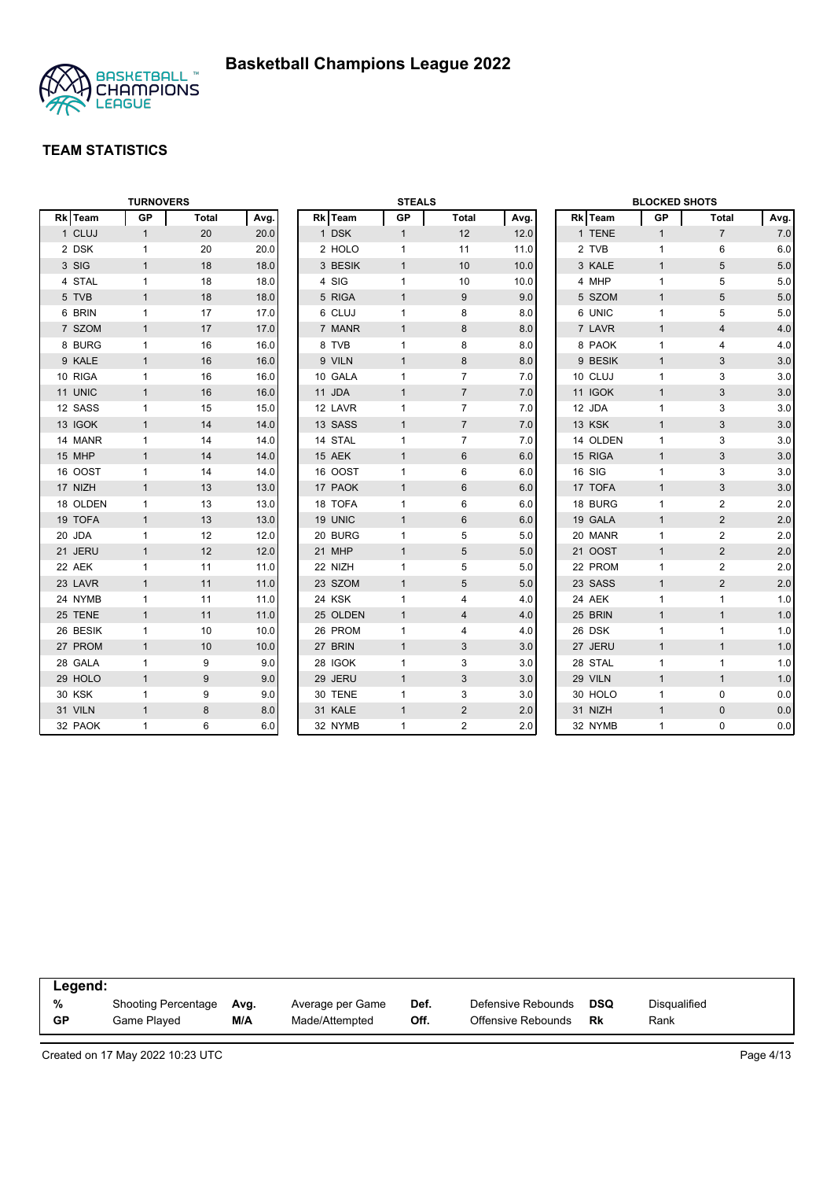# Basketball Champions League 2022

## TEAM STATISTICS

### TURNOVERS

| Rk | Team | GP | Total | Avg. |
|---|---|---|---|---|
| 1 | CLUJ | 1 | 20 | 20.0 |
| 2 | DSK | 1 | 20 | 20.0 |
| 3 | SIG | 1 | 18 | 18.0 |
| 4 | STAL | 1 | 18 | 18.0 |
| 5 | TVB | 1 | 18 | 18.0 |
| 6 | BRIN | 1 | 17 | 17.0 |
| 7 | SZOM | 1 | 17 | 17.0 |
| 8 | BURG | 1 | 16 | 16.0 |
| 9 | KALE | 1 | 16 | 16.0 |
| 10 | RIGA | 1 | 16 | 16.0 |
| 11 | UNIC | 1 | 16 | 16.0 |
| 12 | SASS | 1 | 15 | 15.0 |
| 13 | IGOK | 1 | 14 | 14.0 |
| 14 | MANR | 1 | 14 | 14.0 |
| 15 | MHP | 1 | 14 | 14.0 |
| 16 | OOST | 1 | 14 | 14.0 |
| 17 | NIZH | 1 | 13 | 13.0 |
| 18 | OLDEN | 1 | 13 | 13.0 |
| 19 | TOFA | 1 | 13 | 13.0 |
| 20 | JDA | 1 | 12 | 12.0 |
| 21 | JERU | 1 | 12 | 12.0 |
| 22 | AEK | 1 | 11 | 11.0 |
| 23 | LAVR | 1 | 11 | 11.0 |
| 24 | NYMB | 1 | 11 | 11.0 |
| 25 | TENE | 1 | 11 | 11.0 |
| 26 | BESIK | 1 | 10 | 10.0 |
| 27 | PROM | 1 | 10 | 10.0 |
| 28 | GALA | 1 | 9 | 9.0 |
| 29 | HOLO | 1 | 9 | 9.0 |
| 30 | KSK | 1 | 9 | 9.0 |
| 31 | VILN | 1 | 8 | 8.0 |
| 32 | PAOK | 1 | 6 | 6.0 |

### STEALS

| Rk | Team | GP | Total | Avg. |
|---|---|---|---|---|
| 1 | DSK | 1 | 12 | 12.0 |
| 2 | HOLO | 1 | 11 | 11.0 |
| 3 | BESIK | 1 | 10 | 10.0 |
| 4 | SIG | 1 | 10 | 10.0 |
| 5 | RIGA | 1 | 9 | 9.0 |
| 6 | CLUJ | 1 | 8 | 8.0 |
| 7 | MANR | 1 | 8 | 8.0 |
| 8 | TVB | 1 | 8 | 8.0 |
| 9 | VILN | 1 | 8 | 8.0 |
| 10 | GALA | 1 | 7 | 7.0 |
| 11 | JDA | 1 | 7 | 7.0 |
| 12 | LAVR | 1 | 7 | 7.0 |
| 13 | SASS | 1 | 7 | 7.0 |
| 14 | STAL | 1 | 7 | 7.0 |
| 15 | AEK | 1 | 6 | 6.0 |
| 16 | OOST | 1 | 6 | 6.0 |
| 17 | PAOK | 1 | 6 | 6.0 |
| 18 | TOFA | 1 | 6 | 6.0 |
| 19 | UNIC | 1 | 6 | 6.0 |
| 20 | BURG | 1 | 5 | 5.0 |
| 21 | MHP | 1 | 5 | 5.0 |
| 22 | NIZH | 1 | 5 | 5.0 |
| 23 | SZOM | 1 | 5 | 5.0 |
| 24 | KSK | 1 | 4 | 4.0 |
| 25 | OLDEN | 1 | 4 | 4.0 |
| 26 | PROM | 1 | 4 | 4.0 |
| 27 | BRIN | 1 | 3 | 3.0 |
| 28 | IGOK | 1 | 3 | 3.0 |
| 29 | JERU | 1 | 3 | 3.0 |
| 30 | TENE | 1 | 3 | 3.0 |
| 31 | KALE | 1 | 2 | 2.0 |
| 32 | NYMB | 1 | 2 | 2.0 |

### BLOCKED SHOTS

| Rk | Team | GP | Total | Avg. |
|---|---|---|---|---|
| 1 | TENE | 1 | 7 | 7.0 |
| 2 | TVB | 1 | 6 | 6.0 |
| 3 | KALE | 1 | 5 | 5.0 |
| 4 | MHP | 1 | 5 | 5.0 |
| 5 | SZOM | 1 | 5 | 5.0 |
| 6 | UNIC | 1 | 5 | 5.0 |
| 7 | LAVR | 1 | 4 | 4.0 |
| 8 | PAOK | 1 | 4 | 4.0 |
| 9 | BESIK | 1 | 3 | 3.0 |
| 10 | CLUJ | 1 | 3 | 3.0 |
| 11 | IGOK | 1 | 3 | 3.0 |
| 12 | JDA | 1 | 3 | 3.0 |
| 13 | KSK | 1 | 3 | 3.0 |
| 14 | OLDEN | 1 | 3 | 3.0 |
| 15 | RIGA | 1 | 3 | 3.0 |
| 16 | SIG | 1 | 3 | 3.0 |
| 17 | TOFA | 1 | 3 | 3.0 |
| 18 | BURG | 1 | 2 | 2.0 |
| 19 | GALA | 1 | 2 | 2.0 |
| 20 | MANR | 1 | 2 | 2.0 |
| 21 | OOST | 1 | 2 | 2.0 |
| 22 | PROM | 1 | 2 | 2.0 |
| 23 | SASS | 1 | 2 | 2.0 |
| 24 | AEK | 1 | 1 | 1.0 |
| 25 | BRIN | 1 | 1 | 1.0 |
| 26 | DSK | 1 | 1 | 1.0 |
| 27 | JERU | 1 | 1 | 1.0 |
| 28 | STAL | 1 | 1 | 1.0 |
| 29 | VILN | 1 | 1 | 1.0 |
| 30 | HOLO | 1 | 0 | 0.0 |
| 31 | NIZH | 1 | 0 | 0.0 |
| 32 | NYMB | 1 | 0 | 0.0 |

**Legend:**

| | | | | | | | |
|---|---|---|---|---|---|---|---|
| % | Shooting Percentage | Avg. | Average per Game | Def. | Defensive Rebounds | DSQ | Disqualified |
| GP | Game Played | M/A | Made/Attempted | Off. | Offensive Rebounds | Rk | Rank |

Created on 17 May 2022 10:23 UTC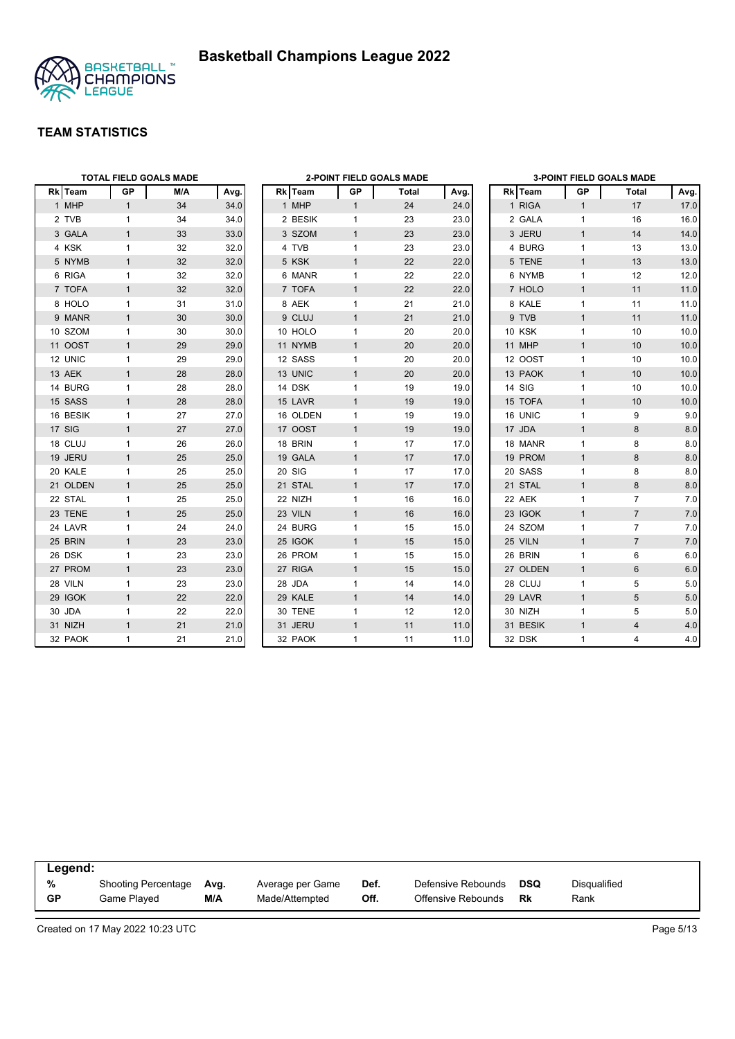# Basketball Champions League 2022

## TEAM STATISTICS

### TOTAL FIELD GOALS MADE

| Rk | Team | GP | M/A | Avg. |
|---|---|---|---|---|
| 1 | MHP | 1 | 34 | 34.0 |
| 2 | TVB | 1 | 34 | 34.0 |
| 3 | GALA | 1 | 33 | 33.0 |
| 4 | KSK | 1 | 32 | 32.0 |
| 5 | NYMB | 1 | 32 | 32.0 |
| 6 | RIGA | 1 | 32 | 32.0 |
| 7 | TOFA | 1 | 32 | 32.0 |
| 8 | HOLO | 1 | 31 | 31.0 |
| 9 | MANR | 1 | 30 | 30.0 |
| 10 | SZOM | 1 | 30 | 30.0 |
| 11 | OOST | 1 | 29 | 29.0 |
| 12 | UNIC | 1 | 29 | 29.0 |
| 13 | AEK | 1 | 28 | 28.0 |
| 14 | BURG | 1 | 28 | 28.0 |
| 15 | SASS | 1 | 28 | 28.0 |
| 16 | BESIK | 1 | 27 | 27.0 |
| 17 | SIG | 1 | 27 | 27.0 |
| 18 | CLUJ | 1 | 26 | 26.0 |
| 19 | JERU | 1 | 25 | 25.0 |
| 20 | KALE | 1 | 25 | 25.0 |
| 21 | OLDEN | 1 | 25 | 25.0 |
| 22 | STAL | 1 | 25 | 25.0 |
| 23 | TENE | 1 | 25 | 25.0 |
| 24 | LAVR | 1 | 24 | 24.0 |
| 25 | BRIN | 1 | 23 | 23.0 |
| 26 | DSK | 1 | 23 | 23.0 |
| 27 | PROM | 1 | 23 | 23.0 |
| 28 | VILN | 1 | 23 | 23.0 |
| 29 | IGOK | 1 | 22 | 22.0 |
| 30 | JDA | 1 | 22 | 22.0 |
| 31 | NIZH | 1 | 21 | 21.0 |
| 32 | PAOK | 1 | 21 | 21.0 |

### 2-POINT FIELD GOALS MADE

| Rk | Team | GP | Total | Avg. |
|---|---|---|---|---|
| 1 | MHP | 1 | 24 | 24.0 |
| 2 | BESIK | 1 | 23 | 23.0 |
| 3 | SZOM | 1 | 23 | 23.0 |
| 4 | TVB | 1 | 23 | 23.0 |
| 5 | KSK | 1 | 22 | 22.0 |
| 6 | MANR | 1 | 22 | 22.0 |
| 7 | TOFA | 1 | 22 | 22.0 |
| 8 | AEK | 1 | 21 | 21.0 |
| 9 | CLUJ | 1 | 21 | 21.0 |
| 10 | HOLO | 1 | 20 | 20.0 |
| 11 | NYMB | 1 | 20 | 20.0 |
| 12 | SASS | 1 | 20 | 20.0 |
| 13 | UNIC | 1 | 20 | 20.0 |
| 14 | DSK | 1 | 19 | 19.0 |
| 15 | LAVR | 1 | 19 | 19.0 |
| 16 | OLDEN | 1 | 19 | 19.0 |
| 17 | OOST | 1 | 19 | 19.0 |
| 18 | BRIN | 1 | 17 | 17.0 |
| 19 | GALA | 1 | 17 | 17.0 |
| 20 | SIG | 1 | 17 | 17.0 |
| 21 | STAL | 1 | 17 | 17.0 |
| 22 | NIZH | 1 | 16 | 16.0 |
| 23 | VILN | 1 | 16 | 16.0 |
| 24 | BURG | 1 | 15 | 15.0 |
| 25 | IGOK | 1 | 15 | 15.0 |
| 26 | PROM | 1 | 15 | 15.0 |
| 27 | RIGA | 1 | 15 | 15.0 |
| 28 | JDA | 1 | 14 | 14.0 |
| 29 | KALE | 1 | 14 | 14.0 |
| 30 | TENE | 1 | 12 | 12.0 |
| 31 | JERU | 1 | 11 | 11.0 |
| 32 | PAOK | 1 | 11 | 11.0 |

### 3-POINT FIELD GOALS MADE

| Rk | Team | GP | Total | Avg. |
|---|---|---|---|---|
| 1 | RIGA | 1 | 17 | 17.0 |
| 2 | GALA | 1 | 16 | 16.0 |
| 3 | JERU | 1 | 14 | 14.0 |
| 4 | BURG | 1 | 13 | 13.0 |
| 5 | TENE | 1 | 13 | 13.0 |
| 6 | NYMB | 1 | 12 | 12.0 |
| 7 | HOLO | 1 | 11 | 11.0 |
| 8 | KALE | 1 | 11 | 11.0 |
| 9 | TVB | 1 | 11 | 11.0 |
| 10 | KSK | 1 | 10 | 10.0 |
| 11 | MHP | 1 | 10 | 10.0 |
| 12 | OOST | 1 | 10 | 10.0 |
| 13 | PAOK | 1 | 10 | 10.0 |
| 14 | SIG | 1 | 10 | 10.0 |
| 15 | TOFA | 1 | 10 | 10.0 |
| 16 | UNIC | 1 | 9 | 9.0 |
| 17 | JDA | 1 | 8 | 8.0 |
| 18 | MANR | 1 | 8 | 8.0 |
| 19 | PROM | 1 | 8 | 8.0 |
| 20 | SASS | 1 | 8 | 8.0 |
| 21 | STAL | 1 | 8 | 8.0 |
| 22 | AEK | 1 | 7 | 7.0 |
| 23 | IGOK | 1 | 7 | 7.0 |
| 24 | SZOM | 1 | 7 | 7.0 |
| 25 | VILN | 1 | 7 | 7.0 |
| 26 | BRIN | 1 | 6 | 6.0 |
| 27 | OLDEN | 1 | 6 | 6.0 |
| 28 | CLUJ | 1 | 5 | 5.0 |
| 29 | LAVR | 1 | 5 | 5.0 |
| 30 | NIZH | 1 | 5 | 5.0 |
| 31 | BESIK | 1 | 4 | 4.0 |
| 32 | DSK | 1 | 4 | 4.0 |

**Legend:**

| | | | | | | | |
|---|---|---|---|---|---|---|---|
| **%** | Shooting Percentage | **Avg.** | Average per Game | **Def.** | Defensive Rebounds | **DSQ** | Disqualified |
| **GP** | Game Played | **M/A** | Made/Attempted | **Off.** | Offensive Rebounds | **Rk** | Rank |

Created on 17 May 2022 10:23 UTC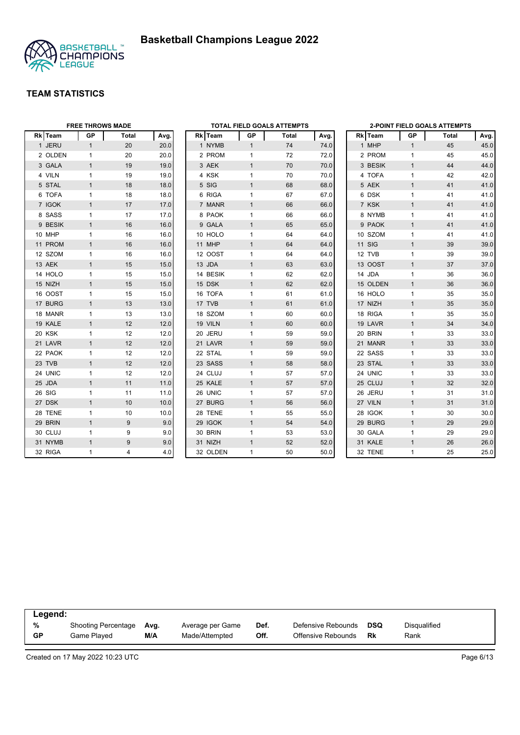# Basketball Champions League 2022

## TEAM STATISTICS

### FREE THROWS MADE

| Rk | Team | GP | Total | Avg. |
|---|---|---|---|---|
| 1 | JERU | 1 | 20 | 20.0 |
| 2 | OLDEN | 1 | 20 | 20.0 |
| 3 | GALA | 1 | 19 | 19.0 |
| 4 | VILN | 1 | 19 | 19.0 |
| 5 | STAL | 1 | 18 | 18.0 |
| 6 | TOFA | 1 | 18 | 18.0 |
| 7 | IGOK | 1 | 17 | 17.0 |
| 8 | SASS | 1 | 17 | 17.0 |
| 9 | BESIK | 1 | 16 | 16.0 |
| 10 | MHP | 1 | 16 | 16.0 |
| 11 | PROM | 1 | 16 | 16.0 |
| 12 | SZOM | 1 | 16 | 16.0 |
| 13 | AEK | 1 | 15 | 15.0 |
| 14 | HOLO | 1 | 15 | 15.0 |
| 15 | NIZH | 1 | 15 | 15.0 |
| 16 | OOST | 1 | 15 | 15.0 |
| 17 | BURG | 1 | 13 | 13.0 |
| 18 | MANR | 1 | 13 | 13.0 |
| 19 | KALE | 1 | 12 | 12.0 |
| 20 | KSK | 1 | 12 | 12.0 |
| 21 | LAVR | 1 | 12 | 12.0 |
| 22 | PAOK | 1 | 12 | 12.0 |
| 23 | TVB | 1 | 12 | 12.0 |
| 24 | UNIC | 1 | 12 | 12.0 |
| 25 | JDA | 1 | 11 | 11.0 |
| 26 | SIG | 1 | 11 | 11.0 |
| 27 | DSK | 1 | 10 | 10.0 |
| 28 | TENE | 1 | 10 | 10.0 |
| 29 | BRIN | 1 | 9 | 9.0 |
| 30 | CLUJ | 1 | 9 | 9.0 |
| 31 | NYMB | 1 | 9 | 9.0 |
| 32 | RIGA | 1 | 4 | 4.0 |

### TOTAL FIELD GOALS ATTEMPTS

| Rk | Team | GP | Total | Avg. |
|---|---|---|---|---|
| 1 | NYMB | 1 | 74 | 74.0 |
| 2 | PROM | 1 | 72 | 72.0 |
| 3 | AEK | 1 | 70 | 70.0 |
| 4 | KSK | 1 | 70 | 70.0 |
| 5 | SIG | 1 | 68 | 68.0 |
| 6 | RIGA | 1 | 67 | 67.0 |
| 7 | MANR | 1 | 66 | 66.0 |
| 8 | PAOK | 1 | 66 | 66.0 |
| 9 | GALA | 1 | 65 | 65.0 |
| 10 | HOLO | 1 | 64 | 64.0 |
| 11 | MHP | 1 | 64 | 64.0 |
| 12 | OOST | 1 | 64 | 64.0 |
| 13 | JDA | 1 | 63 | 63.0 |
| 14 | BESIK | 1 | 62 | 62.0 |
| 15 | DSK | 1 | 62 | 62.0 |
| 16 | TOFA | 1 | 61 | 61.0 |
| 17 | TVB | 1 | 61 | 61.0 |
| 18 | SZOM | 1 | 60 | 60.0 |
| 19 | VILN | 1 | 60 | 60.0 |
| 20 | JERU | 1 | 59 | 59.0 |
| 21 | LAVR | 1 | 59 | 59.0 |
| 22 | STAL | 1 | 59 | 59.0 |
| 23 | SASS | 1 | 58 | 58.0 |
| 24 | CLUJ | 1 | 57 | 57.0 |
| 25 | KALE | 1 | 57 | 57.0 |
| 26 | UNIC | 1 | 57 | 57.0 |
| 27 | BURG | 1 | 56 | 56.0 |
| 28 | TENE | 1 | 55 | 55.0 |
| 29 | IGOK | 1 | 54 | 54.0 |
| 30 | BRIN | 1 | 53 | 53.0 |
| 31 | NIZH | 1 | 52 | 52.0 |
| 32 | OLDEN | 1 | 50 | 50.0 |

### 2-POINT FIELD GOALS ATTEMPTS

| Rk | Team | GP | Total | Avg. |
|---|---|---|---|---|
| 1 | MHP | 1 | 45 | 45.0 |
| 2 | PROM | 1 | 45 | 45.0 |
| 3 | BESIK | 1 | 44 | 44.0 |
| 4 | TOFA | 1 | 42 | 42.0 |
| 5 | AEK | 1 | 41 | 41.0 |
| 6 | DSK | 1 | 41 | 41.0 |
| 7 | KSK | 1 | 41 | 41.0 |
| 8 | NYMB | 1 | 41 | 41.0 |
| 9 | PAOK | 1 | 41 | 41.0 |
| 10 | SZOM | 1 | 41 | 41.0 |
| 11 | SIG | 1 | 39 | 39.0 |
| 12 | TVB | 1 | 39 | 39.0 |
| 13 | OOST | 1 | 37 | 37.0 |
| 14 | JDA | 1 | 36 | 36.0 |
| 15 | OLDEN | 1 | 36 | 36.0 |
| 16 | HOLO | 1 | 35 | 35.0 |
| 17 | NIZH | 1 | 35 | 35.0 |
| 18 | RIGA | 1 | 35 | 35.0 |
| 19 | LAVR | 1 | 34 | 34.0 |
| 20 | BRIN | 1 | 33 | 33.0 |
| 21 | MANR | 1 | 33 | 33.0 |
| 22 | SASS | 1 | 33 | 33.0 |
| 23 | STAL | 1 | 33 | 33.0 |
| 24 | UNIC | 1 | 33 | 33.0 |
| 25 | CLUJ | 1 | 32 | 32.0 |
| 26 | JERU | 1 | 31 | 31.0 |
| 27 | VILN | 1 | 31 | 31.0 |
| 28 | IGOK | 1 | 30 | 30.0 |
| 29 | BURG | 1 | 29 | 29.0 |
| 30 | GALA | 1 | 29 | 29.0 |
| 31 | KALE | 1 | 26 | 26.0 |
| 32 | TENE | 1 | 25 | 25.0 |

**Legend:**

| | | | | | | | |
|---|---|---|---|---|---|---|---|
| **%** | Shooting Percentage | **Avg.** | Average per Game | **Def.** | Defensive Rebounds | **DSQ** | Disqualified |
| **GP** | Game Played | **M/A** | Made/Attempted | **Off.** | Offensive Rebounds | **Rk** | Rank |

Created on 17 May 2022 10:23 UTC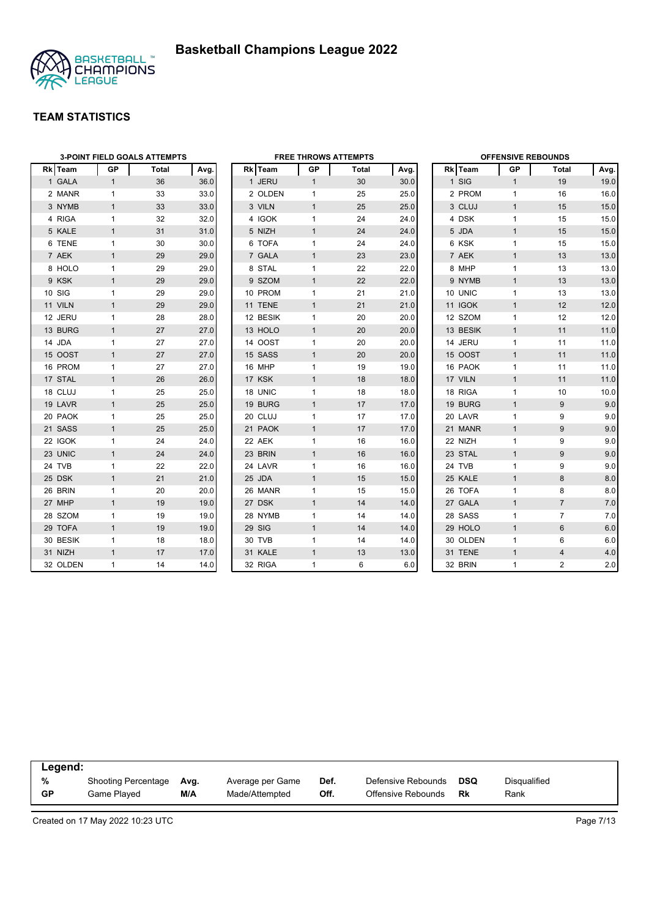# Basketball Champions League 2022

## TEAM STATISTICS

### 3-POINT FIELD GOALS ATTEMPTS

| Rk | Team | GP | Total | Avg. |
|---|---|---|---|---|
| 1 | GALA | 1 | 36 | 36.0 |
| 2 | MANR | 1 | 33 | 33.0 |
| 3 | NYMB | 1 | 33 | 33.0 |
| 4 | RIGA | 1 | 32 | 32.0 |
| 5 | KALE | 1 | 31 | 31.0 |
| 6 | TENE | 1 | 30 | 30.0 |
| 7 | AEK | 1 | 29 | 29.0 |
| 8 | HOLO | 1 | 29 | 29.0 |
| 9 | KSK | 1 | 29 | 29.0 |
| 10 | SIG | 1 | 29 | 29.0 |
| 11 | VILN | 1 | 29 | 29.0 |
| 12 | JERU | 1 | 28 | 28.0 |
| 13 | BURG | 1 | 27 | 27.0 |
| 14 | JDA | 1 | 27 | 27.0 |
| 15 | OOST | 1 | 27 | 27.0 |
| 16 | PROM | 1 | 27 | 27.0 |
| 17 | STAL | 1 | 26 | 26.0 |
| 18 | CLUJ | 1 | 25 | 25.0 |
| 19 | LAVR | 1 | 25 | 25.0 |
| 20 | PAOK | 1 | 25 | 25.0 |
| 21 | SASS | 1 | 25 | 25.0 |
| 22 | IGOK | 1 | 24 | 24.0 |
| 23 | UNIC | 1 | 24 | 24.0 |
| 24 | TVB | 1 | 22 | 22.0 |
| 25 | DSK | 1 | 21 | 21.0 |
| 26 | BRIN | 1 | 20 | 20.0 |
| 27 | MHP | 1 | 19 | 19.0 |
| 28 | SZOM | 1 | 19 | 19.0 |
| 29 | TOFA | 1 | 19 | 19.0 |
| 30 | BESIK | 1 | 18 | 18.0 |
| 31 | NIZH | 1 | 17 | 17.0 |
| 32 | OLDEN | 1 | 14 | 14.0 |

### FREE THROWS ATTEMPTS

| Rk | Team | GP | Total | Avg. |
|---|---|---|---|---|
| 1 | JERU | 1 | 30 | 30.0 |
| 2 | OLDEN | 1 | 25 | 25.0 |
| 3 | VILN | 1 | 25 | 25.0 |
| 4 | IGOK | 1 | 24 | 24.0 |
| 5 | NIZH | 1 | 24 | 24.0 |
| 6 | TOFA | 1 | 24 | 24.0 |
| 7 | GALA | 1 | 23 | 23.0 |
| 8 | STAL | 1 | 22 | 22.0 |
| 9 | SZOM | 1 | 22 | 22.0 |
| 10 | PROM | 1 | 21 | 21.0 |
| 11 | TENE | 1 | 21 | 21.0 |
| 12 | BESIK | 1 | 20 | 20.0 |
| 13 | HOLO | 1 | 20 | 20.0 |
| 14 | OOST | 1 | 20 | 20.0 |
| 15 | SASS | 1 | 20 | 20.0 |
| 16 | MHP | 1 | 19 | 19.0 |
| 17 | KSK | 1 | 18 | 18.0 |
| 18 | UNIC | 1 | 18 | 18.0 |
| 19 | BURG | 1 | 17 | 17.0 |
| 20 | CLUJ | 1 | 17 | 17.0 |
| 21 | PAOK | 1 | 17 | 17.0 |
| 22 | AEK | 1 | 16 | 16.0 |
| 23 | BRIN | 1 | 16 | 16.0 |
| 24 | LAVR | 1 | 16 | 16.0 |
| 25 | JDA | 1 | 15 | 15.0 |
| 26 | MANR | 1 | 15 | 15.0 |
| 27 | DSK | 1 | 14 | 14.0 |
| 28 | NYMB | 1 | 14 | 14.0 |
| 29 | SIG | 1 | 14 | 14.0 |
| 30 | TVB | 1 | 14 | 14.0 |
| 31 | KALE | 1 | 13 | 13.0 |
| 32 | RIGA | 1 | 6 | 6.0 |

### OFFENSIVE REBOUNDS

| Rk | Team | GP | Total | Avg. |
|---|---|---|---|---|
| 1 | SIG | 1 | 19 | 19.0 |
| 2 | PROM | 1 | 16 | 16.0 |
| 3 | CLUJ | 1 | 15 | 15.0 |
| 4 | DSK | 1 | 15 | 15.0 |
| 5 | JDA | 1 | 15 | 15.0 |
| 6 | KSK | 1 | 15 | 15.0 |
| 7 | AEK | 1 | 13 | 13.0 |
| 8 | MHP | 1 | 13 | 13.0 |
| 9 | NYMB | 1 | 13 | 13.0 |
| 10 | UNIC | 1 | 13 | 13.0 |
| 11 | IGOK | 1 | 12 | 12.0 |
| 12 | SZOM | 1 | 12 | 12.0 |
| 13 | BESIK | 1 | 11 | 11.0 |
| 14 | JERU | 1 | 11 | 11.0 |
| 15 | OOST | 1 | 11 | 11.0 |
| 16 | PAOK | 1 | 11 | 11.0 |
| 17 | VILN | 1 | 11 | 11.0 |
| 18 | RIGA | 1 | 10 | 10.0 |
| 19 | BURG | 1 | 9 | 9.0 |
| 20 | LAVR | 1 | 9 | 9.0 |
| 21 | MANR | 1 | 9 | 9.0 |
| 22 | NIZH | 1 | 9 | 9.0 |
| 23 | STAL | 1 | 9 | 9.0 |
| 24 | TVB | 1 | 9 | 9.0 |
| 25 | KALE | 1 | 8 | 8.0 |
| 26 | TOFA | 1 | 8 | 8.0 |
| 27 | GALA | 1 | 7 | 7.0 |
| 28 | SASS | 1 | 7 | 7.0 |
| 29 | HOLO | 1 | 6 | 6.0 |
| 30 | OLDEN | 1 | 6 | 6.0 |
| 31 | TENE | 1 | 4 | 4.0 |
| 32 | BRIN | 1 | 2 | 2.0 |

**Legend:**

| | | | | | | | |
|---|---|---|---|---|---|---|---|
| % | Shooting Percentage | Avg. | Average per Game | Def. | Defensive Rebounds | DSQ | Disqualified |
| GP | Game Played | M/A | Made/Attempted | Off. | Offensive Rebounds | Rk | Rank |

Created on 17 May 2022 10:23 UTC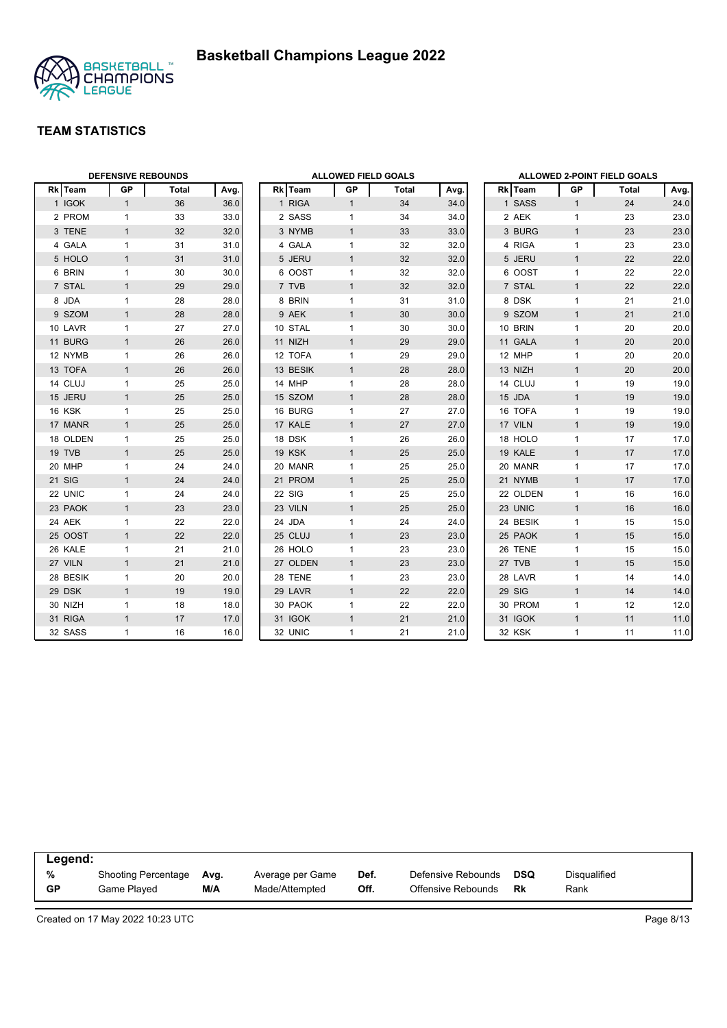# Basketball Champions League 2022

## TEAM STATISTICS

### DEFENSIVE REBOUNDS

| Rk | Team | GP | Total | Avg. |
|---|---|---|---|---|
| 1 | IGOK | 1 | 36 | 36.0 |
| 2 | PROM | 1 | 33 | 33.0 |
| 3 | TENE | 1 | 32 | 32.0 |
| 4 | GALA | 1 | 31 | 31.0 |
| 5 | HOLO | 1 | 31 | 31.0 |
| 6 | BRIN | 1 | 30 | 30.0 |
| 7 | STAL | 1 | 29 | 29.0 |
| 8 | JDA | 1 | 28 | 28.0 |
| 9 | SZOM | 1 | 28 | 28.0 |
| 10 | LAVR | 1 | 27 | 27.0 |
| 11 | BURG | 1 | 26 | 26.0 |
| 12 | NYMB | 1 | 26 | 26.0 |
| 13 | TOFA | 1 | 26 | 26.0 |
| 14 | CLUJ | 1 | 25 | 25.0 |
| 15 | JERU | 1 | 25 | 25.0 |
| 16 | KSK | 1 | 25 | 25.0 |
| 17 | MANR | 1 | 25 | 25.0 |
| 18 | OLDEN | 1 | 25 | 25.0 |
| 19 | TVB | 1 | 25 | 25.0 |
| 20 | MHP | 1 | 24 | 24.0 |
| 21 | SIG | 1 | 24 | 24.0 |
| 22 | UNIC | 1 | 24 | 24.0 |
| 23 | PAOK | 1 | 23 | 23.0 |
| 24 | AEK | 1 | 22 | 22.0 |
| 25 | OOST | 1 | 22 | 22.0 |
| 26 | KALE | 1 | 21 | 21.0 |
| 27 | VILN | 1 | 21 | 21.0 |
| 28 | BESIK | 1 | 20 | 20.0 |
| 29 | DSK | 1 | 19 | 19.0 |
| 30 | NIZH | 1 | 18 | 18.0 |
| 31 | RIGA | 1 | 17 | 17.0 |
| 32 | SASS | 1 | 16 | 16.0 |

### ALLOWED FIELD GOALS

| Rk | Team | GP | Total | Avg. |
|---|---|---|---|---|
| 1 | RIGA | 1 | 34 | 34.0 |
| 2 | SASS | 1 | 34 | 34.0 |
| 3 | NYMB | 1 | 33 | 33.0 |
| 4 | GALA | 1 | 32 | 32.0 |
| 5 | JERU | 1 | 32 | 32.0 |
| 6 | OOST | 1 | 32 | 32.0 |
| 7 | TVB | 1 | 32 | 32.0 |
| 8 | BRIN | 1 | 31 | 31.0 |
| 9 | AEK | 1 | 30 | 30.0 |
| 10 | STAL | 1 | 30 | 30.0 |
| 11 | NIZH | 1 | 29 | 29.0 |
| 12 | TOFA | 1 | 29 | 29.0 |
| 13 | BESIK | 1 | 28 | 28.0 |
| 14 | MHP | 1 | 28 | 28.0 |
| 15 | SZOM | 1 | 28 | 28.0 |
| 16 | BURG | 1 | 27 | 27.0 |
| 17 | KALE | 1 | 27 | 27.0 |
| 18 | DSK | 1 | 26 | 26.0 |
| 19 | KSK | 1 | 25 | 25.0 |
| 20 | MANR | 1 | 25 | 25.0 |
| 21 | PROM | 1 | 25 | 25.0 |
| 22 | SIG | 1 | 25 | 25.0 |
| 23 | VILN | 1 | 25 | 25.0 |
| 24 | JDA | 1 | 24 | 24.0 |
| 25 | CLUJ | 1 | 23 | 23.0 |
| 26 | HOLO | 1 | 23 | 23.0 |
| 27 | OLDEN | 1 | 23 | 23.0 |
| 28 | TENE | 1 | 23 | 23.0 |
| 29 | LAVR | 1 | 22 | 22.0 |
| 30 | PAOK | 1 | 22 | 22.0 |
| 31 | IGOK | 1 | 21 | 21.0 |
| 32 | UNIC | 1 | 21 | 21.0 |

### ALLOWED 2-POINT FIELD GOALS

| Rk | Team | GP | Total | Avg. |
|---|---|---|---|---|
| 1 | SASS | 1 | 24 | 24.0 |
| 2 | AEK | 1 | 23 | 23.0 |
| 3 | BURG | 1 | 23 | 23.0 |
| 4 | RIGA | 1 | 23 | 23.0 |
| 5 | JERU | 1 | 22 | 22.0 |
| 6 | OOST | 1 | 22 | 22.0 |
| 7 | STAL | 1 | 22 | 22.0 |
| 8 | DSK | 1 | 21 | 21.0 |
| 9 | SZOM | 1 | 21 | 21.0 |
| 10 | BRIN | 1 | 20 | 20.0 |
| 11 | GALA | 1 | 20 | 20.0 |
| 12 | MHP | 1 | 20 | 20.0 |
| 13 | NIZH | 1 | 20 | 20.0 |
| 14 | CLUJ | 1 | 19 | 19.0 |
| 15 | JDA | 1 | 19 | 19.0 |
| 16 | TOFA | 1 | 19 | 19.0 |
| 17 | VILN | 1 | 19 | 19.0 |
| 18 | HOLO | 1 | 17 | 17.0 |
| 19 | KALE | 1 | 17 | 17.0 |
| 20 | MANR | 1 | 17 | 17.0 |
| 21 | NYMB | 1 | 17 | 17.0 |
| 22 | OLDEN | 1 | 16 | 16.0 |
| 23 | UNIC | 1 | 16 | 16.0 |
| 24 | BESIK | 1 | 15 | 15.0 |
| 25 | PAOK | 1 | 15 | 15.0 |
| 26 | TENE | 1 | 15 | 15.0 |
| 27 | TVB | 1 | 15 | 15.0 |
| 28 | LAVR | 1 | 14 | 14.0 |
| 29 | SIG | 1 | 14 | 14.0 |
| 30 | PROM | 1 | 12 | 12.0 |
| 31 | IGOK | 1 | 11 | 11.0 |
| 32 | KSK | 1 | 11 | 11.0 |

**Legend:**

| | | | | | | | |
|---|---|---|---|---|---|---|---|
| **%** | Shooting Percentage | **Avg.** | Average per Game | **Def.** | Defensive Rebounds | **DSQ** | Disqualified |
| **GP** | Game Played | **M/A** | Made/Attempted | **Off.** | Offensive Rebounds | **Rk** | Rank |

Created on 17 May 2022 10:23 UTC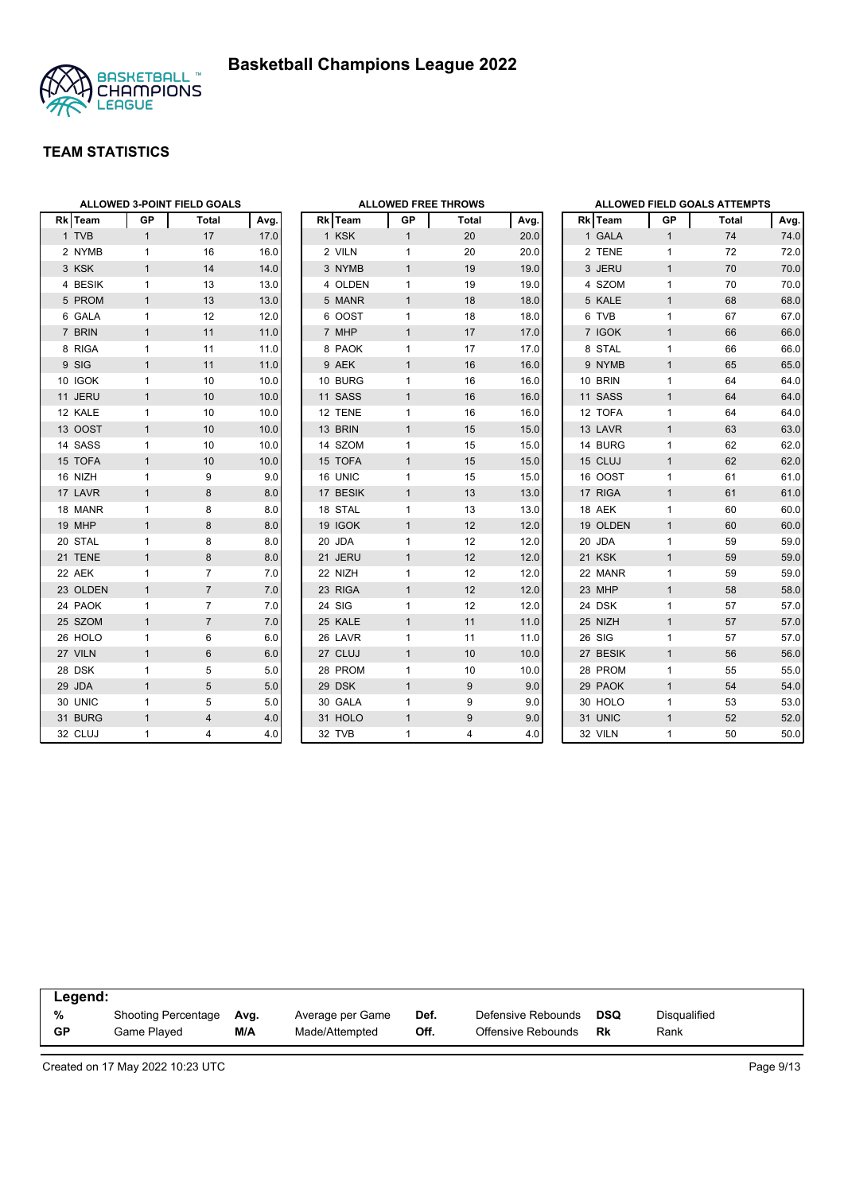# Basketball Champions League 2022

## TEAM STATISTICS

### ALLOWED 3-POINT FIELD GOALS

| Rk | Team | GP | Total | Avg. |
|---|---|---|---|---|
| 1 | TVB | 1 | 17 | 17.0 |
| 2 | NYMB | 1 | 16 | 16.0 |
| 3 | KSK | 1 | 14 | 14.0 |
| 4 | BESIK | 1 | 13 | 13.0 |
| 5 | PROM | 1 | 13 | 13.0 |
| 6 | GALA | 1 | 12 | 12.0 |
| 7 | BRIN | 1 | 11 | 11.0 |
| 8 | RIGA | 1 | 11 | 11.0 |
| 9 | SIG | 1 | 11 | 11.0 |
| 10 | IGOK | 1 | 10 | 10.0 |
| 11 | JERU | 1 | 10 | 10.0 |
| 12 | KALE | 1 | 10 | 10.0 |
| 13 | OOST | 1 | 10 | 10.0 |
| 14 | SASS | 1 | 10 | 10.0 |
| 15 | TOFA | 1 | 10 | 10.0 |
| 16 | NIZH | 1 | 9 | 9.0 |
| 17 | LAVR | 1 | 8 | 8.0 |
| 18 | MANR | 1 | 8 | 8.0 |
| 19 | MHP | 1 | 8 | 8.0 |
| 20 | STAL | 1 | 8 | 8.0 |
| 21 | TENE | 1 | 8 | 8.0 |
| 22 | AEK | 1 | 7 | 7.0 |
| 23 | OLDEN | 1 | 7 | 7.0 |
| 24 | PAOK | 1 | 7 | 7.0 |
| 25 | SZOM | 1 | 7 | 7.0 |
| 26 | HOLO | 1 | 6 | 6.0 |
| 27 | VILN | 1 | 6 | 6.0 |
| 28 | DSK | 1 | 5 | 5.0 |
| 29 | JDA | 1 | 5 | 5.0 |
| 30 | UNIC | 1 | 5 | 5.0 |
| 31 | BURG | 1 | 4 | 4.0 |
| 32 | CLUJ | 1 | 4 | 4.0 |

### ALLOWED FREE THROWS

| Rk | Team | GP | Total | Avg. |
|---|---|---|---|---|
| 1 | KSK | 1 | 20 | 20.0 |
| 2 | VILN | 1 | 20 | 20.0 |
| 3 | NYMB | 1 | 19 | 19.0 |
| 4 | OLDEN | 1 | 19 | 19.0 |
| 5 | MANR | 1 | 18 | 18.0 |
| 6 | OOST | 1 | 18 | 18.0 |
| 7 | MHP | 1 | 17 | 17.0 |
| 8 | PAOK | 1 | 17 | 17.0 |
| 9 | AEK | 1 | 16 | 16.0 |
| 10 | BURG | 1 | 16 | 16.0 |
| 11 | SASS | 1 | 16 | 16.0 |
| 12 | TENE | 1 | 16 | 16.0 |
| 13 | BRIN | 1 | 15 | 15.0 |
| 14 | SZOM | 1 | 15 | 15.0 |
| 15 | TOFA | 1 | 15 | 15.0 |
| 16 | UNIC | 1 | 15 | 15.0 |
| 17 | BESIK | 1 | 13 | 13.0 |
| 18 | STAL | 1 | 13 | 13.0 |
| 19 | IGOK | 1 | 12 | 12.0 |
| 20 | JDA | 1 | 12 | 12.0 |
| 21 | JERU | 1 | 12 | 12.0 |
| 22 | NIZH | 1 | 12 | 12.0 |
| 23 | RIGA | 1 | 12 | 12.0 |
| 24 | SIG | 1 | 12 | 12.0 |
| 25 | KALE | 1 | 11 | 11.0 |
| 26 | LAVR | 1 | 11 | 11.0 |
| 27 | CLUJ | 1 | 10 | 10.0 |
| 28 | PROM | 1 | 10 | 10.0 |
| 29 | DSK | 1 | 9 | 9.0 |
| 30 | GALA | 1 | 9 | 9.0 |
| 31 | HOLO | 1 | 9 | 9.0 |
| 32 | TVB | 1 | 4 | 4.0 |

### ALLOWED FIELD GOALS ATTEMPTS

| Rk | Team | GP | Total | Avg. |
|---|---|---|---|---|
| 1 | GALA | 1 | 74 | 74.0 |
| 2 | TENE | 1 | 72 | 72.0 |
| 3 | JERU | 1 | 70 | 70.0 |
| 4 | SZOM | 1 | 70 | 70.0 |
| 5 | KALE | 1 | 68 | 68.0 |
| 6 | TVB | 1 | 67 | 67.0 |
| 7 | IGOK | 1 | 66 | 66.0 |
| 8 | STAL | 1 | 66 | 66.0 |
| 9 | NYMB | 1 | 65 | 65.0 |
| 10 | BRIN | 1 | 64 | 64.0 |
| 11 | SASS | 1 | 64 | 64.0 |
| 12 | TOFA | 1 | 64 | 64.0 |
| 13 | LAVR | 1 | 63 | 63.0 |
| 14 | BURG | 1 | 62 | 62.0 |
| 15 | CLUJ | 1 | 62 | 62.0 |
| 16 | OOST | 1 | 61 | 61.0 |
| 17 | RIGA | 1 | 61 | 61.0 |
| 18 | AEK | 1 | 60 | 60.0 |
| 19 | OLDEN | 1 | 60 | 60.0 |
| 20 | JDA | 1 | 59 | 59.0 |
| 21 | KSK | 1 | 59 | 59.0 |
| 22 | MANR | 1 | 59 | 59.0 |
| 23 | MHP | 1 | 58 | 58.0 |
| 24 | DSK | 1 | 57 | 57.0 |
| 25 | NIZH | 1 | 57 | 57.0 |
| 26 | SIG | 1 | 57 | 57.0 |
| 27 | BESIK | 1 | 56 | 56.0 |
| 28 | PROM | 1 | 55 | 55.0 |
| 29 | PAOK | 1 | 54 | 54.0 |
| 30 | HOLO | 1 | 53 | 53.0 |
| 31 | UNIC | 1 | 52 | 52.0 |
| 32 | VILN | 1 | 50 | 50.0 |

**Legend:**

| | | | | | | | |
|---|---|---|---|---|---|---|---|
| **%** | Shooting Percentage | **Avg.** | Average per Game | **Def.** | Defensive Rebounds | **DSQ** | Disqualified |
| **GP** | Game Played | **M/A** | Made/Attempted | **Off.** | Offensive Rebounds | **Rk** | Rank |

Created on 17 May 2022 10:23 UTC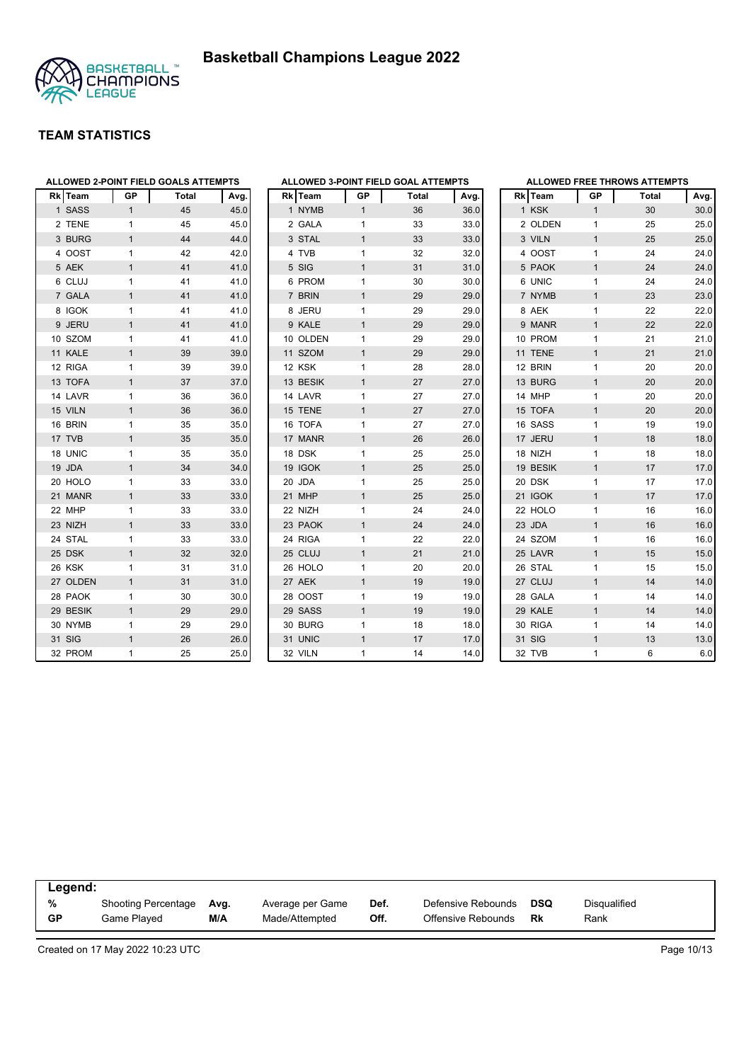# Basketball Champions League 2022

## TEAM STATISTICS

### ALLOWED 2-POINT FIELD GOALS ATTEMPTS

| Rk | Team | GP | Total | Avg. |
|---|---|---|---|---|
| 1 | SASS | 1 | 45 | 45.0 |
| 2 | TENE | 1 | 45 | 45.0 |
| 3 | BURG | 1 | 44 | 44.0 |
| 4 | OOST | 1 | 42 | 42.0 |
| 5 | AEK | 1 | 41 | 41.0 |
| 6 | CLUJ | 1 | 41 | 41.0 |
| 7 | GALA | 1 | 41 | 41.0 |
| 8 | IGOK | 1 | 41 | 41.0 |
| 9 | JERU | 1 | 41 | 41.0 |
| 10 | SZOM | 1 | 41 | 41.0 |
| 11 | KALE | 1 | 39 | 39.0 |
| 12 | RIGA | 1 | 39 | 39.0 |
| 13 | TOFA | 1 | 37 | 37.0 |
| 14 | LAVR | 1 | 36 | 36.0 |
| 15 | VILN | 1 | 36 | 36.0 |
| 16 | BRIN | 1 | 35 | 35.0 |
| 17 | TVB | 1 | 35 | 35.0 |
| 18 | UNIC | 1 | 35 | 35.0 |
| 19 | JDA | 1 | 34 | 34.0 |
| 20 | HOLO | 1 | 33 | 33.0 |
| 21 | MANR | 1 | 33 | 33.0 |
| 22 | MHP | 1 | 33 | 33.0 |
| 23 | NIZH | 1 | 33 | 33.0 |
| 24 | STAL | 1 | 33 | 33.0 |
| 25 | DSK | 1 | 32 | 32.0 |
| 26 | KSK | 1 | 31 | 31.0 |
| 27 | OLDEN | 1 | 31 | 31.0 |
| 28 | PAOK | 1 | 30 | 30.0 |
| 29 | BESIK | 1 | 29 | 29.0 |
| 30 | NYMB | 1 | 29 | 29.0 |
| 31 | SIG | 1 | 26 | 26.0 |
| 32 | PROM | 1 | 25 | 25.0 |

### ALLOWED 3-POINT FIELD GOAL ATTEMPTS

| Rk | Team | GP | Total | Avg. |
|---|---|---|---|---|
| 1 | NYMB | 1 | 36 | 36.0 |
| 2 | GALA | 1 | 33 | 33.0 |
| 3 | STAL | 1 | 33 | 33.0 |
| 4 | TVB | 1 | 32 | 32.0 |
| 5 | SIG | 1 | 31 | 31.0 |
| 6 | PROM | 1 | 30 | 30.0 |
| 7 | BRIN | 1 | 29 | 29.0 |
| 8 | JERU | 1 | 29 | 29.0 |
| 9 | KALE | 1 | 29 | 29.0 |
| 10 | OLDEN | 1 | 29 | 29.0 |
| 11 | SZOM | 1 | 29 | 29.0 |
| 12 | KSK | 1 | 28 | 28.0 |
| 13 | BESIK | 1 | 27 | 27.0 |
| 14 | LAVR | 1 | 27 | 27.0 |
| 15 | TENE | 1 | 27 | 27.0 |
| 16 | TOFA | 1 | 27 | 27.0 |
| 17 | MANR | 1 | 26 | 26.0 |
| 18 | DSK | 1 | 25 | 25.0 |
| 19 | IGOK | 1 | 25 | 25.0 |
| 20 | JDA | 1 | 25 | 25.0 |
| 21 | MHP | 1 | 25 | 25.0 |
| 22 | NIZH | 1 | 24 | 24.0 |
| 23 | PAOK | 1 | 24 | 24.0 |
| 24 | RIGA | 1 | 22 | 22.0 |
| 25 | CLUJ | 1 | 21 | 21.0 |
| 26 | HOLO | 1 | 20 | 20.0 |
| 27 | AEK | 1 | 19 | 19.0 |
| 28 | OOST | 1 | 19 | 19.0 |
| 29 | SASS | 1 | 19 | 19.0 |
| 30 | BURG | 1 | 18 | 18.0 |
| 31 | UNIC | 1 | 17 | 17.0 |
| 32 | VILN | 1 | 14 | 14.0 |

### ALLOWED FREE THROWS ATTEMPTS

| Rk | Team | GP | Total | Avg. |
|---|---|---|---|---|
| 1 | KSK | 1 | 30 | 30.0 |
| 2 | OLDEN | 1 | 25 | 25.0 |
| 3 | VILN | 1 | 25 | 25.0 |
| 4 | OOST | 1 | 24 | 24.0 |
| 5 | PAOK | 1 | 24 | 24.0 |
| 6 | UNIC | 1 | 24 | 24.0 |
| 7 | NYMB | 1 | 23 | 23.0 |
| 8 | AEK | 1 | 22 | 22.0 |
| 9 | MANR | 1 | 22 | 22.0 |
| 10 | PROM | 1 | 21 | 21.0 |
| 11 | TENE | 1 | 21 | 21.0 |
| 12 | BRIN | 1 | 20 | 20.0 |
| 13 | BURG | 1 | 20 | 20.0 |
| 14 | MHP | 1 | 20 | 20.0 |
| 15 | TOFA | 1 | 20 | 20.0 |
| 16 | SASS | 1 | 19 | 19.0 |
| 17 | JERU | 1 | 18 | 18.0 |
| 18 | NIZH | 1 | 18 | 18.0 |
| 19 | BESIK | 1 | 17 | 17.0 |
| 20 | DSK | 1 | 17 | 17.0 |
| 21 | IGOK | 1 | 17 | 17.0 |
| 22 | HOLO | 1 | 16 | 16.0 |
| 23 | JDA | 1 | 16 | 16.0 |
| 24 | SZOM | 1 | 16 | 16.0 |
| 25 | LAVR | 1 | 15 | 15.0 |
| 26 | STAL | 1 | 15 | 15.0 |
| 27 | CLUJ | 1 | 14 | 14.0 |
| 28 | GALA | 1 | 14 | 14.0 |
| 29 | KALE | 1 | 14 | 14.0 |
| 30 | RIGA | 1 | 14 | 14.0 |
| 31 | SIG | 1 | 13 | 13.0 |
| 32 | TVB | 1 | 6 | 6.0 |

**Legend:**

| | | | | | | | |
|---|---|---|---|---|---|---|---|
| **%** | Shooting Percentage | **Avg.** | Average per Game | **Def.** | Defensive Rebounds | **DSQ** | Disqualified |
| **GP** | Game Played | **M/A** | Made/Attempted | **Off.** | Offensive Rebounds | **Rk** | Rank |

Created on 17 May 2022 10:23 UTC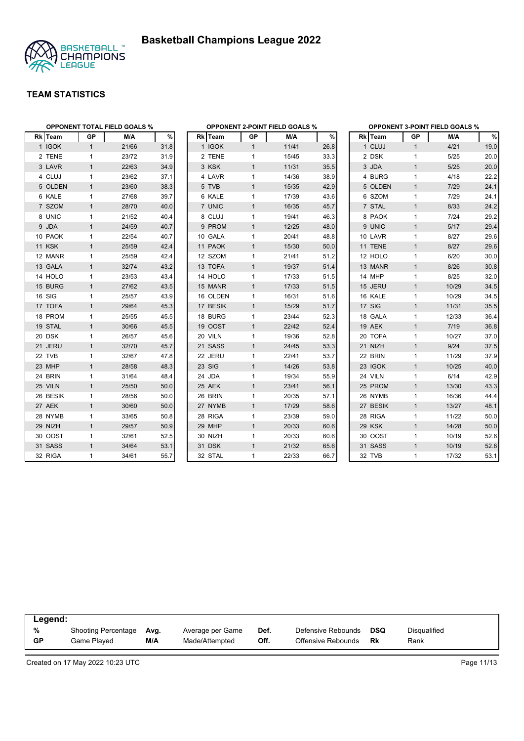# Basketball Champions League 2022

## TEAM STATISTICS

### OPPONENT TOTAL FIELD GOALS %

| Rk | Team | GP | M/A | % |
|---|---|---|---|---|
| 1 | IGOK | 1 | 21/66 | 31.8 |
| 2 | TENE | 1 | 23/72 | 31.9 |
| 3 | LAVR | 1 | 22/63 | 34.9 |
| 4 | CLUJ | 1 | 23/62 | 37.1 |
| 5 | OLDEN | 1 | 23/60 | 38.3 |
| 6 | KALE | 1 | 27/68 | 39.7 |
| 7 | SZOM | 1 | 28/70 | 40.0 |
| 8 | UNIC | 1 | 21/52 | 40.4 |
| 9 | JDA | 1 | 24/59 | 40.7 |
| 10 | PAOK | 1 | 22/54 | 40.7 |
| 11 | KSK | 1 | 25/59 | 42.4 |
| 12 | MANR | 1 | 25/59 | 42.4 |
| 13 | GALA | 1 | 32/74 | 43.2 |
| 14 | HOLO | 1 | 23/53 | 43.4 |
| 15 | BURG | 1 | 27/62 | 43.5 |
| 16 | SIG | 1 | 25/57 | 43.9 |
| 17 | TOFA | 1 | 29/64 | 45.3 |
| 18 | PROM | 1 | 25/55 | 45.5 |
| 19 | STAL | 1 | 30/66 | 45.5 |
| 20 | DSK | 1 | 26/57 | 45.6 |
| 21 | JERU | 1 | 32/70 | 45.7 |
| 22 | TVB | 1 | 32/67 | 47.8 |
| 23 | MHP | 1 | 28/58 | 48.3 |
| 24 | BRIN | 1 | 31/64 | 48.4 |
| 25 | VILN | 1 | 25/50 | 50.0 |
| 26 | BESIK | 1 | 28/56 | 50.0 |
| 27 | AEK | 1 | 30/60 | 50.0 |
| 28 | NYMB | 1 | 33/65 | 50.8 |
| 29 | NIZH | 1 | 29/57 | 50.9 |
| 30 | OOST | 1 | 32/61 | 52.5 |
| 31 | SASS | 1 | 34/64 | 53.1 |
| 32 | RIGA | 1 | 34/61 | 55.7 |

### OPPONENT 2-POINT FIELD GOALS %

| Rk | Team | GP | M/A | % |
|---|---|---|---|---|
| 1 | IGOK | 1 | 11/41 | 26.8 |
| 2 | TENE | 1 | 15/45 | 33.3 |
| 3 | KSK | 1 | 11/31 | 35.5 |
| 4 | LAVR | 1 | 14/36 | 38.9 |
| 5 | TVB | 1 | 15/35 | 42.9 |
| 6 | KALE | 1 | 17/39 | 43.6 |
| 7 | UNIC | 1 | 16/35 | 45.7 |
| 8 | CLUJ | 1 | 19/41 | 46.3 |
| 9 | PROM | 1 | 12/25 | 48.0 |
| 10 | GALA | 1 | 20/41 | 48.8 |
| 11 | PAOK | 1 | 15/30 | 50.0 |
| 12 | SZOM | 1 | 21/41 | 51.2 |
| 13 | TOFA | 1 | 19/37 | 51.4 |
| 14 | HOLO | 1 | 17/33 | 51.5 |
| 15 | MANR | 1 | 17/33 | 51.5 |
| 16 | OLDEN | 1 | 16/31 | 51.6 |
| 17 | BESIK | 1 | 15/29 | 51.7 |
| 18 | BURG | 1 | 23/44 | 52.3 |
| 19 | OOST | 1 | 22/42 | 52.4 |
| 20 | VILN | 1 | 19/36 | 52.8 |
| 21 | SASS | 1 | 24/45 | 53.3 |
| 22 | JERU | 1 | 22/41 | 53.7 |
| 23 | SIG | 1 | 14/26 | 53.8 |
| 24 | JDA | 1 | 19/34 | 55.9 |
| 25 | AEK | 1 | 23/41 | 56.1 |
| 26 | BRIN | 1 | 20/35 | 57.1 |
| 27 | NYMB | 1 | 17/29 | 58.6 |
| 28 | RIGA | 1 | 23/39 | 59.0 |
| 29 | MHP | 1 | 20/33 | 60.6 |
| 30 | NIZH | 1 | 20/33 | 60.6 |
| 31 | DSK | 1 | 21/32 | 65.6 |
| 32 | STAL | 1 | 22/33 | 66.7 |

### OPPONENT 3-POINT FIELD GOALS %

| Rk | Team | GP | M/A | % |
|---|---|---|---|---|
| 1 | CLUJ | 1 | 4/21 | 19.0 |
| 2 | DSK | 1 | 5/25 | 20.0 |
| 3 | JDA | 1 | 5/25 | 20.0 |
| 4 | BURG | 1 | 4/18 | 22.2 |
| 5 | OLDEN | 1 | 7/29 | 24.1 |
| 6 | SZOM | 1 | 7/29 | 24.1 |
| 7 | STAL | 1 | 8/33 | 24.2 |
| 8 | PAOK | 1 | 7/24 | 29.2 |
| 9 | UNIC | 1 | 5/17 | 29.4 |
| 10 | LAVR | 1 | 8/27 | 29.6 |
| 11 | TENE | 1 | 8/27 | 29.6 |
| 12 | HOLO | 1 | 6/20 | 30.0 |
| 13 | MANR | 1 | 8/26 | 30.8 |
| 14 | MHP | 1 | 8/25 | 32.0 |
| 15 | JERU | 1 | 10/29 | 34.5 |
| 16 | KALE | 1 | 10/29 | 34.5 |
| 17 | SIG | 1 | 11/31 | 35.5 |
| 18 | GALA | 1 | 12/33 | 36.4 |
| 19 | AEK | 1 | 7/19 | 36.8 |
| 20 | TOFA | 1 | 10/27 | 37.0 |
| 21 | NIZH | 1 | 9/24 | 37.5 |
| 22 | BRIN | 1 | 11/29 | 37.9 |
| 23 | IGOK | 1 | 10/25 | 40.0 |
| 24 | VILN | 1 | 6/14 | 42.9 |
| 25 | PROM | 1 | 13/30 | 43.3 |
| 26 | NYMB | 1 | 16/36 | 44.4 |
| 27 | BESIK | 1 | 13/27 | 48.1 |
| 28 | RIGA | 1 | 11/22 | 50.0 |
| 29 | KSK | 1 | 14/28 | 50.0 |
| 30 | OOST | 1 | 10/19 | 52.6 |
| 31 | SASS | 1 | 10/19 | 52.6 |
| 32 | TVB | 1 | 17/32 | 53.1 |

**Legend:**

| | | | | | | | |
|---|---|---|---|---|---|---|---|
| % | Shooting Percentage | Avg. | Average per Game | Def. | Defensive Rebounds | DSQ | Disqualified |
| GP | Game Played | M/A | Made/Attempted | Off. | Offensive Rebounds | Rk | Rank |

Created on 17 May 2022 10:23 UTC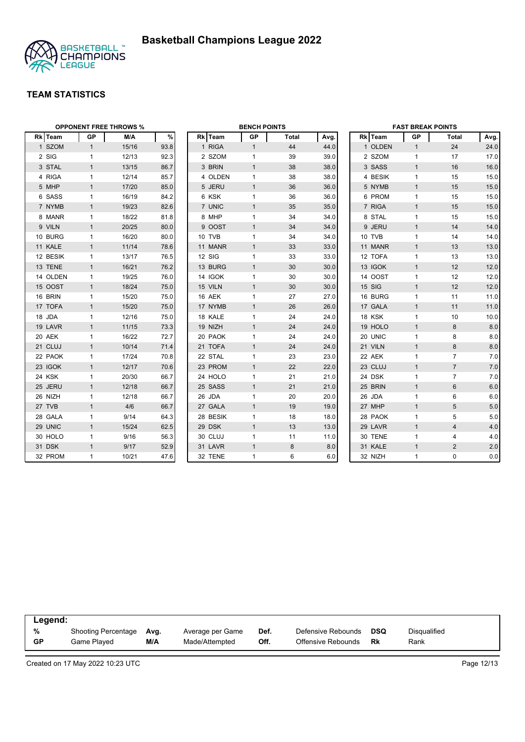# Basketball Champions League 2022

## TEAM STATISTICS

### OPPONENT FREE THROWS %

| Rk | Team | GP | M/A | % |
|---|---|---|---|---|
| 1 | SZOM | 1 | 15/16 | 93.8 |
| 2 | SIG | 1 | 12/13 | 92.3 |
| 3 | STAL | 1 | 13/15 | 86.7 |
| 4 | RIGA | 1 | 12/14 | 85.7 |
| 5 | MHP | 1 | 17/20 | 85.0 |
| 6 | SASS | 1 | 16/19 | 84.2 |
| 7 | NYMB | 1 | 19/23 | 82.6 |
| 8 | MANR | 1 | 18/22 | 81.8 |
| 9 | VILN | 1 | 20/25 | 80.0 |
| 10 | BURG | 1 | 16/20 | 80.0 |
| 11 | KALE | 1 | 11/14 | 78.6 |
| 12 | BESIK | 1 | 13/17 | 76.5 |
| 13 | TENE | 1 | 16/21 | 76.2 |
| 14 | OLDEN | 1 | 19/25 | 76.0 |
| 15 | OOST | 1 | 18/24 | 75.0 |
| 16 | BRIN | 1 | 15/20 | 75.0 |
| 17 | TOFA | 1 | 15/20 | 75.0 |
| 18 | JDA | 1 | 12/16 | 75.0 |
| 19 | LAVR | 1 | 11/15 | 73.3 |
| 20 | AEK | 1 | 16/22 | 72.7 |
| 21 | CLUJ | 1 | 10/14 | 71.4 |
| 22 | PAOK | 1 | 17/24 | 70.8 |
| 23 | IGOK | 1 | 12/17 | 70.6 |
| 24 | KSK | 1 | 20/30 | 66.7 |
| 25 | JERU | 1 | 12/18 | 66.7 |
| 26 | NIZH | 1 | 12/18 | 66.7 |
| 27 | TVB | 1 | 4/6 | 66.7 |
| 28 | GALA | 1 | 9/14 | 64.3 |
| 29 | UNIC | 1 | 15/24 | 62.5 |
| 30 | HOLO | 1 | 9/16 | 56.3 |
| 31 | DSK | 1 | 9/17 | 52.9 |
| 32 | PROM | 1 | 10/21 | 47.6 |

### BENCH POINTS

| Rk | Team | GP | Total | Avg. |
|---|---|---|---|---|
| 1 | RIGA | 1 | 44 | 44.0 |
| 2 | SZOM | 1 | 39 | 39.0 |
| 3 | BRIN | 1 | 38 | 38.0 |
| 4 | OLDEN | 1 | 38 | 38.0 |
| 5 | JERU | 1 | 36 | 36.0 |
| 6 | KSK | 1 | 36 | 36.0 |
| 7 | UNIC | 1 | 35 | 35.0 |
| 8 | MHP | 1 | 34 | 34.0 |
| 9 | OOST | 1 | 34 | 34.0 |
| 10 | TVB | 1 | 34 | 34.0 |
| 11 | MANR | 1 | 33 | 33.0 |
| 12 | SIG | 1 | 33 | 33.0 |
| 13 | BURG | 1 | 30 | 30.0 |
| 14 | IGOK | 1 | 30 | 30.0 |
| 15 | VILN | 1 | 30 | 30.0 |
| 16 | AEK | 1 | 27 | 27.0 |
| 17 | NYMB | 1 | 26 | 26.0 |
| 18 | KALE | 1 | 24 | 24.0 |
| 19 | NIZH | 1 | 24 | 24.0 |
| 20 | PAOK | 1 | 24 | 24.0 |
| 21 | TOFA | 1 | 24 | 24.0 |
| 22 | STAL | 1 | 23 | 23.0 |
| 23 | PROM | 1 | 22 | 22.0 |
| 24 | HOLO | 1 | 21 | 21.0 |
| 25 | SASS | 1 | 21 | 21.0 |
| 26 | JDA | 1 | 20 | 20.0 |
| 27 | GALA | 1 | 19 | 19.0 |
| 28 | BESIK | 1 | 18 | 18.0 |
| 29 | DSK | 1 | 13 | 13.0 |
| 30 | CLUJ | 1 | 11 | 11.0 |
| 31 | LAVR | 1 | 8 | 8.0 |
| 32 | TENE | 1 | 6 | 6.0 |

### FAST BREAK POINTS

| Rk | Team | GP | Total | Avg. |
|---|---|---|---|---|
| 1 | OLDEN | 1 | 24 | 24.0 |
| 2 | SZOM | 1 | 17 | 17.0 |
| 3 | SASS | 1 | 16 | 16.0 |
| 4 | BESIK | 1 | 15 | 15.0 |
| 5 | NYMB | 1 | 15 | 15.0 |
| 6 | PROM | 1 | 15 | 15.0 |
| 7 | RIGA | 1 | 15 | 15.0 |
| 8 | STAL | 1 | 15 | 15.0 |
| 9 | JERU | 1 | 14 | 14.0 |
| 10 | TVB | 1 | 14 | 14.0 |
| 11 | MANR | 1 | 13 | 13.0 |
| 12 | TOFA | 1 | 13 | 13.0 |
| 13 | IGOK | 1 | 12 | 12.0 |
| 14 | OOST | 1 | 12 | 12.0 |
| 15 | SIG | 1 | 12 | 12.0 |
| 16 | BURG | 1 | 11 | 11.0 |
| 17 | GALA | 1 | 11 | 11.0 |
| 18 | KSK | 1 | 10 | 10.0 |
| 19 | HOLO | 1 | 8 | 8.0 |
| 20 | UNIC | 1 | 8 | 8.0 |
| 21 | VILN | 1 | 8 | 8.0 |
| 22 | AEK | 1 | 7 | 7.0 |
| 23 | CLUJ | 1 | 7 | 7.0 |
| 24 | DSK | 1 | 7 | 7.0 |
| 25 | BRIN | 1 | 6 | 6.0 |
| 26 | JDA | 1 | 6 | 6.0 |
| 27 | MHP | 1 | 5 | 5.0 |
| 28 | PAOK | 1 | 5 | 5.0 |
| 29 | LAVR | 1 | 4 | 4.0 |
| 30 | TENE | 1 | 4 | 4.0 |
| 31 | KALE | 1 | 2 | 2.0 |
| 32 | NIZH | 1 | 0 | 0.0 |

**Legend:**

| | | | | | | | |
|---|---|---|---|---|---|---|---|
| % | Shooting Percentage | Avg. | Average per Game | Def. | Defensive Rebounds | DSQ | Disqualified |
| GP | Game Played | M/A | Made/Attempted | Off. | Offensive Rebounds | Rk | Rank |

Created on 17 May 2022 10:23 UTC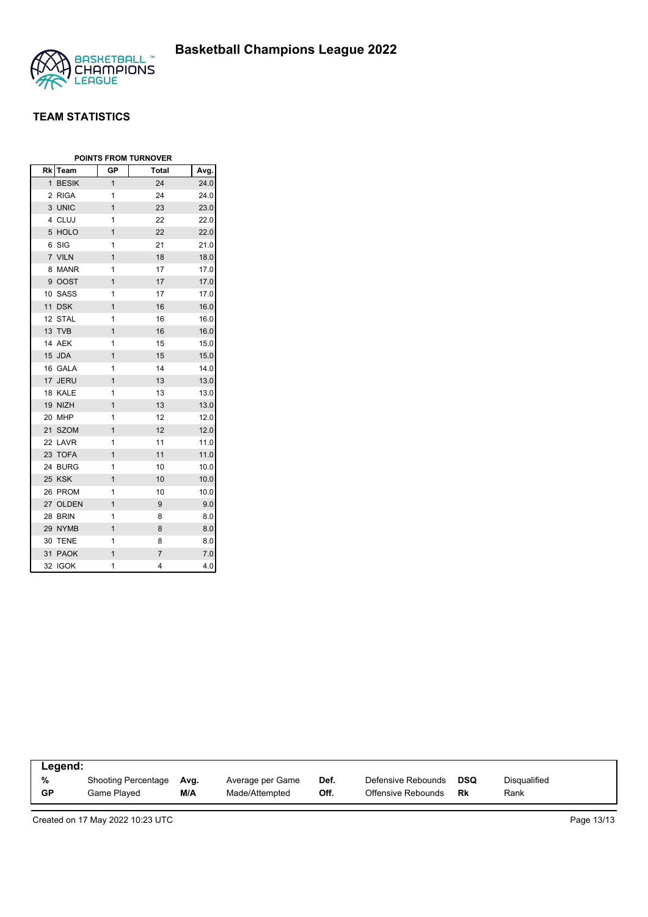# Basketball Champions League 2022

## TEAM STATISTICS

**POINTS FROM TURNOVER**

| Rk | Team | GP | Total | Avg. |
|---|---|---|---|---|
| 1 | BESIK | 1 | 24 | 24.0 |
| 2 | RIGA | 1 | 24 | 24.0 |
| 3 | UNIC | 1 | 23 | 23.0 |
| 4 | CLUJ | 1 | 22 | 22.0 |
| 5 | HOLO | 1 | 22 | 22.0 |
| 6 | SIG | 1 | 21 | 21.0 |
| 7 | VILN | 1 | 18 | 18.0 |
| 8 | MANR | 1 | 17 | 17.0 |
| 9 | OOST | 1 | 17 | 17.0 |
| 10 | SASS | 1 | 17 | 17.0 |
| 11 | DSK | 1 | 16 | 16.0 |
| 12 | STAL | 1 | 16 | 16.0 |
| 13 | TVB | 1 | 16 | 16.0 |
| 14 | AEK | 1 | 15 | 15.0 |
| 15 | JDA | 1 | 15 | 15.0 |
| 16 | GALA | 1 | 14 | 14.0 |
| 17 | JERU | 1 | 13 | 13.0 |
| 18 | KALE | 1 | 13 | 13.0 |
| 19 | NIZH | 1 | 13 | 13.0 |
| 20 | MHP | 1 | 12 | 12.0 |
| 21 | SZOM | 1 | 12 | 12.0 |
| 22 | LAVR | 1 | 11 | 11.0 |
| 23 | TOFA | 1 | 11 | 11.0 |
| 24 | BURG | 1 | 10 | 10.0 |
| 25 | KSK | 1 | 10 | 10.0 |
| 26 | PROM | 1 | 10 | 10.0 |
| 27 | OLDEN | 1 | 9 | 9.0 |
| 28 | BRIN | 1 | 8 | 8.0 |
| 29 | NYMB | 1 | 8 | 8.0 |
| 30 | TENE | 1 | 8 | 8.0 |
| 31 | PAOK | 1 | 7 | 7.0 |
| 32 | IGOK | 1 | 4 | 4.0 |

**Legend:**

| | | | | | | | |
|---|---|---|---|---|---|---|---|
| **%** | Shooting Percentage | **Avg.** | Average per Game | **Def.** | Defensive Rebounds | **DSQ** | Disqualified |
| **GP** | Game Played | **M/A** | Made/Attempted | **Off.** | Offensive Rebounds | **Rk** | Rank |

Created on 17 May 2022 10:23 UTC